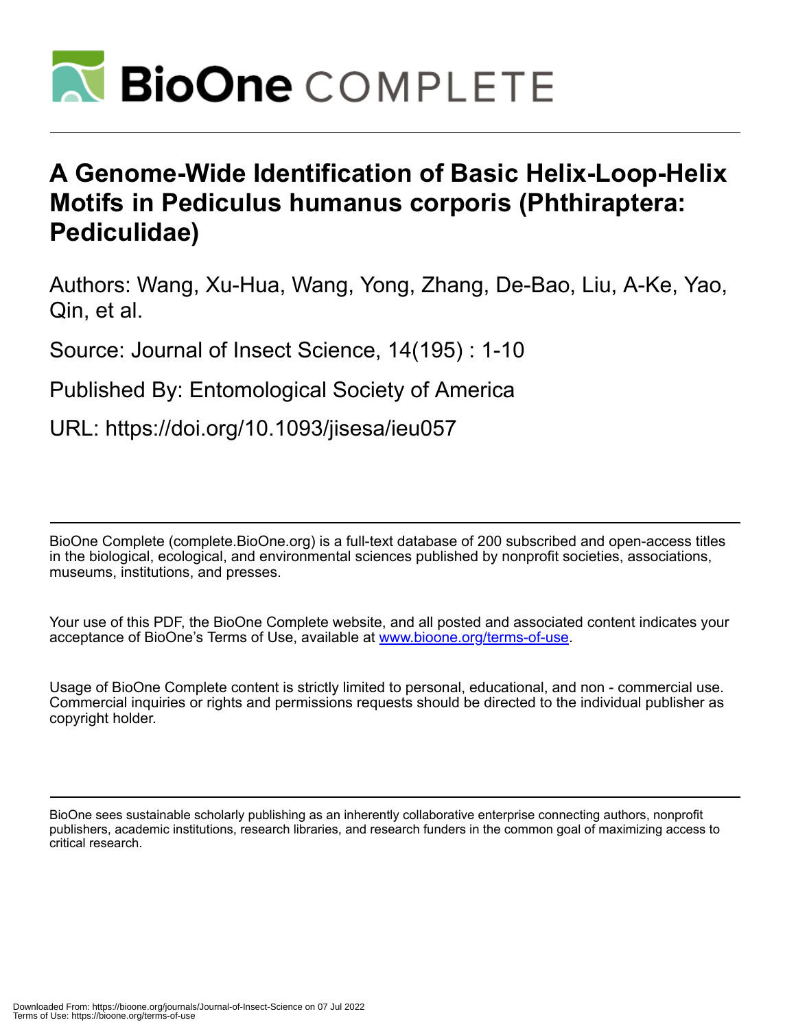# A Genome-Wide Identification of Basic Helix-Loop-Helix Motifs in Pediculus humanus corporis (Phthiraptera: Pediculidae)

Authors: Wang, Xu-Hua, Wang, Yong, Zhang, De-Bao, Liu, A-Ke, Yao, Qin, et al.

Source: Journal of Insect Science, 14(195) : 1-10

Published By: Entomological Society of America

URL: https://doi.org/10.1093/jisesa/ieu057

BioOne Complete (complete.BioOne.org) is a full-text database of 200 subscribed and open-access titles in the biological, ecological, and environmental sciences published by nonprofit societies, associations, museums, institutions, and presses.

Your use of this PDF, the BioOne Complete website, and all posted and associated content indicates your acceptance of BioOne's Terms of Use, available at www.bioone.org/terms-of-use.

Usage of BioOne Complete content is strictly limited to personal, educational, and non - commercial use. Commercial inquiries or rights and permissions requests should be directed to the individual publisher as copyright holder.

BioOne sees sustainable scholarly publishing as an inherently collaborative enterprise connecting authors, nonprofit publishers, academic institutions, research libraries, and research funders in the common goal of maximizing access to critical research.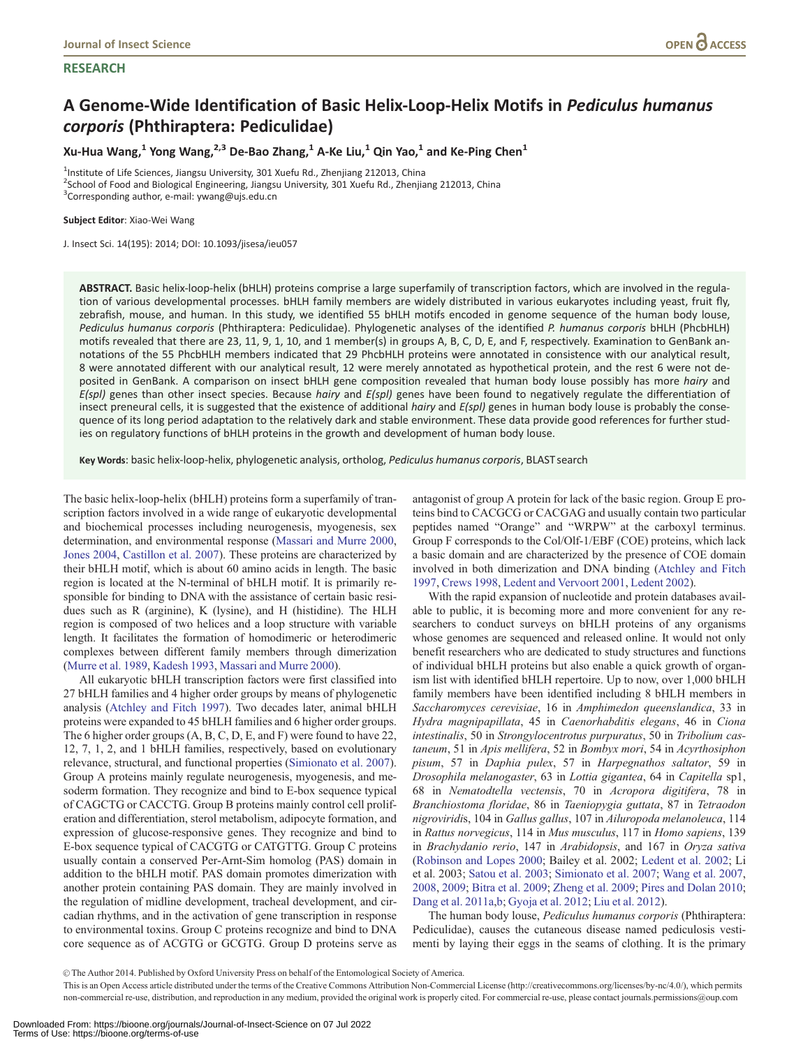RESEARCH

# A Genome-Wide Identification of Basic Helix-Loop-Helix Motifs in *Pediculus humanus corporis* (Phthiraptera: Pediculidae)

**Xu-Hua Wang,[1] Yong Wang,[2,3] De-Bao Zhang,[1] A-Ke Liu,[1] Qin Yao,[1] and Ke-Ping Chen[1]**

[1]Institute of Life Sciences, Jiangsu University, 301 Xuefu Rd., Zhenjiang 212013, China
[2]School of Food and Biological Engineering, Jiangsu University, 301 Xuefu Rd., Zhenjiang 212013, China
[3]Corresponding author, e-mail: ywang@ujs.edu.cn

**Subject Editor**: Xiao-Wei Wang

J. Insect Sci. 14(195): 2014; DOI: 10.1093/jisesa/ieu057

**ABSTRACT.** Basic helix-loop-helix (bHLH) proteins comprise a large superfamily of transcription factors, which are involved in the regulation of various developmental processes. bHLH family members are widely distributed in various eukaryotes including yeast, fruit fly, zebrafish, mouse, and human. In this study, we identified 55 bHLH motifs encoded in genome sequence of the human body louse, *Pediculus humanus corporis* (Phthiraptera: Pediculidae). Phylogenetic analyses of the identified *P. humanus corporis* bHLH (PhcbHLH) motifs revealed that there are 23, 11, 9, 1, 10, and 1 member(s) in groups A, B, C, D, E, and F, respectively. Examination to GenBank annotations of the 55 PhcbHLH members indicated that 29 PhcbHLH proteins were annotated in consistence with our analytical result, 8 were annotated different with our analytical result, 12 were merely annotated as hypothetical protein, and the rest 6 were not deposited in GenBank. A comparison on insect bHLH gene composition revealed that human body louse possibly has more *hairy* and *E(spl)* genes than other insect species. Because *hairy* and *E(spl)* genes have been found to negatively regulate the differentiation of insect preneural cells, it is suggested that the existence of additional *hairy* and *E(spl)* genes in human body louse is probably the consequence of its long period adaptation to the relatively dark and stable environment. These data provide good references for further studies on regulatory functions of bHLH proteins in the growth and development of human body louse.

**Key Words**: basic helix-loop-helix, phylogenetic analysis, ortholog, *Pediculus humanus corporis*, BLAST search

The basic helix-loop-helix (bHLH) proteins form a superfamily of transcription factors involved in a wide range of eukaryotic developmental and biochemical processes including neurogenesis, myogenesis, sex determination, and environmental response (Massari and Murre 2000, Jones 2004, Castillon et al. 2007). These proteins are characterized by their bHLH motif, which is about 60 amino acids in length. The basic region is located at the N-terminal of bHLH motif. It is primarily responsible for binding to DNA with the assistance of certain basic residues such as R (arginine), K (lysine), and H (histidine). The HLH region is composed of two helices and a loop structure with variable length. It facilitates the formation of homodimeric or heterodimeric complexes between different family members through dimerization (Murre et al. 1989, Kadesh 1993, Massari and Murre 2000).

All eukaryotic bHLH transcription factors were first classified into 27 bHLH families and 4 higher order groups by means of phylogenetic analysis (Atchley and Fitch 1997). Two decades later, animal bHLH proteins were expanded to 45 bHLH families and 6 higher order groups. The 6 higher order groups (A, B, C, D, E, and F) were found to have 22, 12, 7, 1, 2, and 1 bHLH families, respectively, based on evolutionary relevance, structural, and functional properties (Simionato et al. 2007). Group A proteins mainly regulate neurogenesis, myogenesis, and mesoderm formation. They recognize and bind to E-box sequence typical of CAGCTG or CACCTG. Group B proteins mainly control cell proliferation and differentiation, sterol metabolism, adipocyte formation, and expression of glucose-responsive genes. They recognize and bind to E-box sequence typical of CACGTG or CATGTTG. Group C proteins usually contain a conserved Per-Arnt-Sim homolog (PAS) domain in addition to the bHLH motif. PAS domain promotes dimerization with another protein containing PAS domain. They are mainly involved in the regulation of midline development, tracheal development, and circadian rhythms, and in the activation of gene transcription in response to environmental toxins. Group C proteins recognize and bind to DNA core sequence as of ACGTG or GCGTG. Group D proteins serve as antagonist of group A protein for lack of the basic region. Group E proteins bind to CACGCG or CACGAG and usually contain two particular peptides named "Orange" and "WRPW" at the carboxyl terminus. Group F corresponds to the Col/Olf-1/EBF (COE) proteins, which lack a basic domain and are characterized by the presence of COE domain involved in both dimerization and DNA binding (Atchley and Fitch 1997, Crews 1998, Ledent and Vervoort 2001, Ledent 2002).

With the rapid expansion of nucleotide and protein databases available to public, it is becoming more and more convenient for any researchers to conduct surveys on bHLH proteins of any organisms whose genomes are sequenced and released online. It would not only benefit researchers who are dedicated to study structures and functions of individual bHLH proteins but also enable a quick growth of organism list with identified bHLH repertoire. Up to now, over 1,000 bHLH family members have been identified including 8 bHLH members in *Saccharomyces cerevisiae*, 16 in *Amphimedon queenslandica*, 33 in *Hydra magnipapillata*, 45 in *Caenorhabditis elegans*, 46 in *Ciona intestinalis*, 50 in *Strongylocentrotus purpuratus*, 50 in *Tribolium castaneum*, 51 in *Apis mellifera*, 52 in *Bombyx mori*, 54 in *Acyrthosiphon pisum*, 57 in *Daphia pulex*, 57 in *Harpegnathos saltator*, 59 in *Drosophila melanogaster*, 63 in *Lottia gigantea*, 64 in *Capitella* sp1, 68 in *Nematodtella vectensis*, 70 in *Acropora digitifera*, 78 in *Branchiostoma floridae*, 86 in *Taeniopygia guttata*, 87 in *Tetraodon nigroviridis*, 104 in *Gallus gallus*, 107 in *Ailuropoda melanoleuca*, 114 in *Rattus norvegicus*, 114 in *Mus musculus*, 117 in *Homo sapiens*, 139 in *Brachydanio rerio*, 147 in *Arabidopsis*, and 167 in *Oryza sativa* (Robinson and Lopes 2000; Bailey et al. 2002; Ledent et al. 2002; Li et al. 2003; Satou et al. 2003; Simionato et al. 2007; Wang et al. 2007, 2008, 2009; Bitra et al. 2009; Zheng et al. 2009; Pires and Dolan 2010; Dang et al. 2011a,b; Gyoja et al. 2012; Liu et al. 2012).

The human body louse, *Pediculus humanus corporis* (Phthiraptera: Pediculidae), causes the cutaneous disease named pediculosis vestimenti by laying their eggs in the seams of clothing. It is the primary

© The Author 2014. Published by Oxford University Press on behalf of the Entomological Society of America.
This is an Open Access article distributed under the terms of the Creative Commons Attribution Non-Commercial License (http://creativecommons.org/licenses/by-nc/4.0/), which permits non-commercial re-use, distribution, and reproduction in any medium, provided the original work is properly cited. For commercial re-use, please contact journals.permissions@oup.com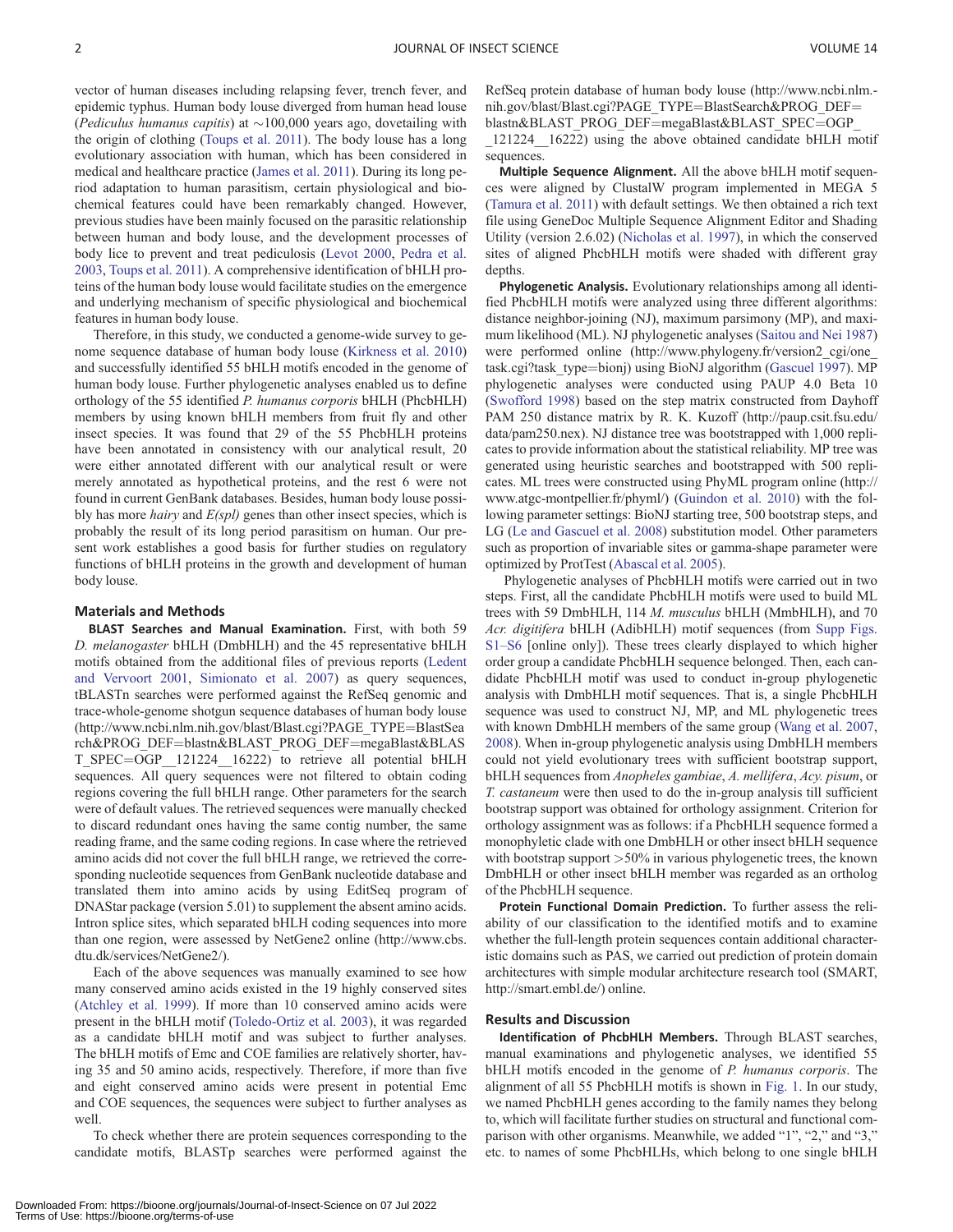vector of human diseases including relapsing fever, trench fever, and epidemic typhus. Human body louse diverged from human head louse (*Pediculus humanus capitis*) at ∼100,000 years ago, dovetailing with the origin of clothing (Toups et al. 2011). The body louse has a long evolutionary association with human, which has been considered in medical and healthcare practice (James et al. 2011). During its long period adaptation to human parasitism, certain physiological and biochemical features could have been remarkably changed. However, previous studies have been mainly focused on the parasitic relationship between human and body louse, and the development processes of body lice to prevent and treat pediculosis (Levot 2000, Pedra et al. 2003, Toups et al. 2011). A comprehensive identification of bHLH proteins of the human body louse would facilitate studies on the emergence and underlying mechanism of specific physiological and biochemical features in human body louse.

Therefore, in this study, we conducted a genome-wide survey to genome sequence database of human body louse (Kirkness et al. 2010) and successfully identified 55 bHLH motifs encoded in the genome of human body louse. Further phylogenetic analyses enabled us to define orthology of the 55 identified *P. humanus corporis* bHLH (PhcbHLH) members by using known bHLH members from fruit fly and other insect species. It was found that 29 of the 55 PhcbHLH proteins have been annotated in consistency with our analytical result, 20 were either annotated different with our analytical result or were merely annotated as hypothetical proteins, and the rest 6 were not found in current GenBank databases. Besides, human body louse possibly has more *hairy* and *E(spl)* genes than other insect species, which is probably the result of its long period parasitism on human. Our present work establishes a good basis for further studies on regulatory functions of bHLH proteins in the growth and development of human body louse.

## Materials and Methods

**BLAST Searches and Manual Examination.** First, with both 59 *D. melanogaster* bHLH (DmbHLH) and the 45 representative bHLH motifs obtained from the additional files of previous reports (Ledent and Vervoort 2001, Simionato et al. 2007) as query sequences, tBLASTn searches were performed against the RefSeq genomic and trace-whole-genome shotgun sequence databases of human body louse (http://www.ncbi.nlm.nih.gov/blast/Blast.cgi?PAGE_TYPE=BlastSearch&PROG_DEF=blastn&BLAST_PROG_DEF=megaBlast&BLAST_SPEC=OGP__121224__16222) to retrieve all potential bHLH sequences. All query sequences were not filtered to obtain coding regions covering the full bHLH range. Other parameters for the search were of default values. The retrieved sequences were manually checked to discard redundant ones having the same contig number, the same reading frame, and the same coding regions. In case where the retrieved amino acids did not cover the full bHLH range, we retrieved the corresponding nucleotide sequences from GenBank nucleotide database and translated them into amino acids by using EditSeq program of DNAStar package (version 5.01) to supplement the absent amino acids. Intron splice sites, which separated bHLH coding sequences into more than one region, were assessed by NetGene2 online (http://www.cbs.dtu.dk/services/NetGene2/).

Each of the above sequences was manually examined to see how many conserved amino acids existed in the 19 highly conserved sites (Atchley et al. 1999). If more than 10 conserved amino acids were present in the bHLH motif (Toledo-Ortiz et al. 2003), it was regarded as a candidate bHLH motif and was subject to further analyses. The bHLH motifs of Emc and COE families are relatively shorter, having 35 and 50 amino acids, respectively. Therefore, if more than five and eight conserved amino acids were present in potential Emc and COE sequences, the sequences were subject to further analyses as well.

To check whether there are protein sequences corresponding to the candidate motifs, BLASTp searches were performed against the RefSeq protein database of human body louse (http://www.ncbi.nlm.nih.gov/blast/Blast.cgi?PAGE_TYPE=BlastSearch&PROG_DEF=blastn&BLAST_PROG_DEF=megaBlast&BLAST_SPEC=OGP__121224__16222) using the above obtained candidate bHLH motif sequences.

**Multiple Sequence Alignment.** All the above bHLH motif sequences were aligned by ClustalW program implemented in MEGA 5 (Tamura et al. 2011) with default settings. We then obtained a rich text file using GeneDoc Multiple Sequence Alignment Editor and Shading Utility (version 2.6.02) (Nicholas et al. 1997), in which the conserved sites of aligned PhcbHLH motifs were shaded with different gray depths.

**Phylogenetic Analysis.** Evolutionary relationships among all identified PhcbHLH motifs were analyzed using three different algorithms: distance neighbor-joining (NJ), maximum parsimony (MP), and maximum likelihood (ML). NJ phylogenetic analyses (Saitou and Nei 1987) were performed online (http://www.phylogeny.fr/version2_cgi/one_task.cgi?task_type=bionj) using BioNJ algorithm (Gascuel 1997). MP phylogenetic analyses were conducted using PAUP 4.0 Beta 10 (Swofford 1998) based on the step matrix constructed from Dayhoff PAM 250 distance matrix by R. K. Kuzoff (http://paup.csit.fsu.edu/data/pam250.nex). NJ distance tree was bootstrapped with 1,000 replicates to provide information about the statistical reliability. MP tree was generated using heuristic searches and bootstrapped with 500 replicates. ML trees were constructed using PhyML program online (http://www.atgc-montpellier.fr/phyml/) (Guindon et al. 2010) with the following parameter settings: BioNJ starting tree, 500 bootstrap steps, and LG (Le and Gascuel et al. 2008) substitution model. Other parameters such as proportion of invariable sites or gamma-shape parameter were optimized by ProtTest (Abascal et al. 2005).

Phylogenetic analyses of PhcbHLH motifs were carried out in two steps. First, all the candidate PhcbHLH motifs were used to build ML trees with 59 DmbHLH, 114 *M. musculus* bHLH (MmbHLH), and 70 *Acr. digitifera* bHLH (AdibHLH) motif sequences (from Supp Figs. S1–S6 [online only]). These trees clearly displayed to which higher order group a candidate PhcbHLH sequence belonged. Then, each candidate PhcbHLH motif was used to conduct in-group phylogenetic analysis with DmbHLH motif sequences. That is, a single PhcbHLH sequence was used to construct NJ, MP, and ML phylogenetic trees with known DmbHLH members of the same group (Wang et al. 2007, 2008). When in-group phylogenetic analysis using DmbHLH members could not yield evolutionary trees with sufficient bootstrap support, bHLH sequences from *Anopheles gambiae*, *A. mellifera*, *Acy. pisum*, or *T. castaneum* were then used to do the in-group analysis till sufficient bootstrap support was obtained for orthology assignment. Criterion for orthology assignment was as follows: if a PhcbHLH sequence formed a monophyletic clade with one DmbHLH or other insect bHLH sequence with bootstrap support >50% in various phylogenetic trees, the known DmbHLH or other insect bHLH member was regarded as an ortholog of the PhcbHLH sequence.

**Protein Functional Domain Prediction.** To further assess the reliability of our classification to the identified motifs and to examine whether the full-length protein sequences contain additional characteristic domains such as PAS, we carried out prediction of protein domain architectures with simple modular architecture research tool (SMART, http://smart.embl.de/) online.

## Results and Discussion

**Identification of PhcbHLH Members.** Through BLAST searches, manual examinations and phylogenetic analyses, we identified 55 bHLH motifs encoded in the genome of *P. humanus corporis*. The alignment of all 55 PhcbHLH motifs is shown in Fig. 1. In our study, we named PhcbHLH genes according to the family names they belong to, which will facilitate further studies on structural and functional comparison with other organisms. Meanwhile, we added "1", "2," and "3," etc. to names of some PhcbHLHs, which belong to one single bHLH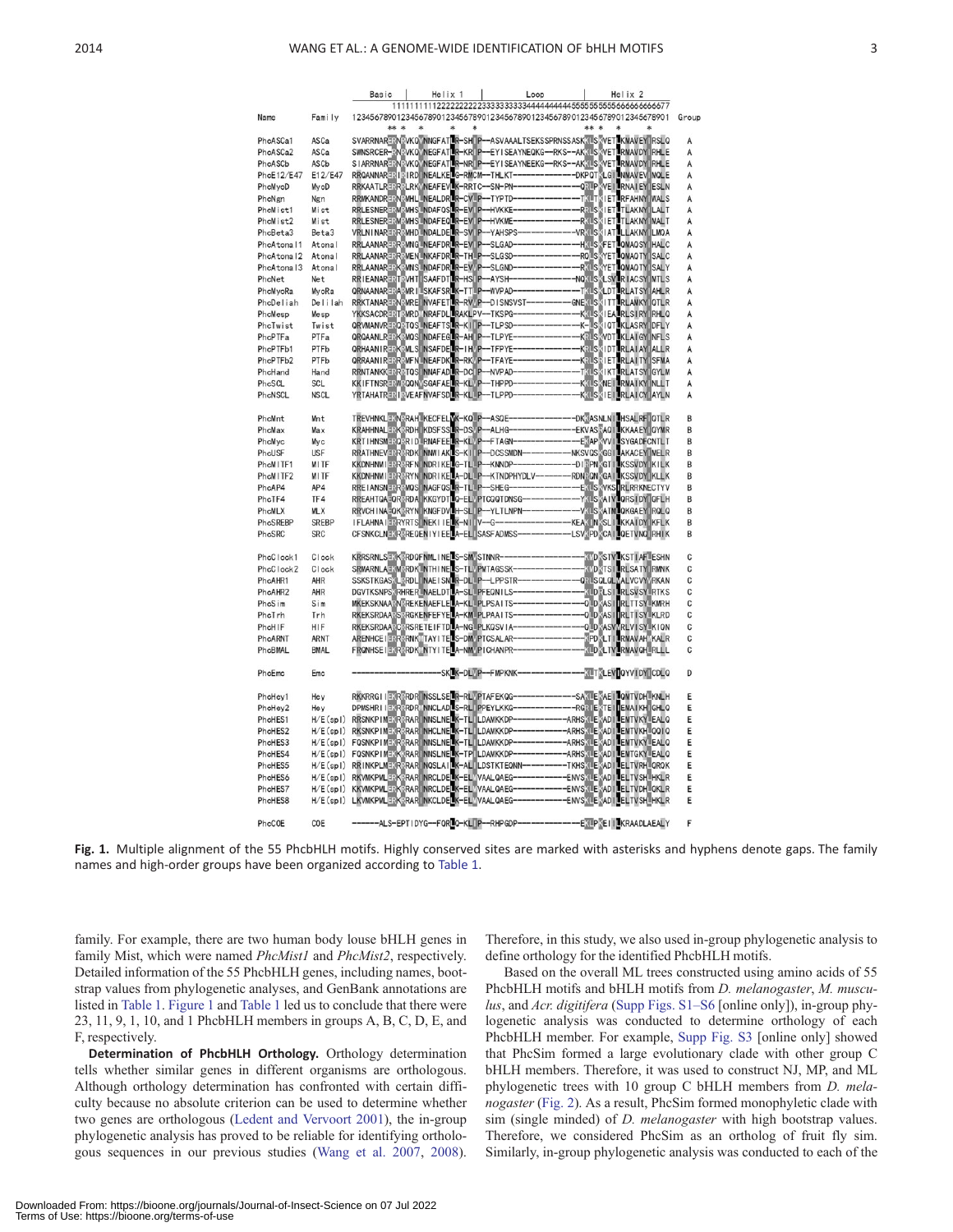| Name | Family | Basic / Helix 1 / Loop / Helix 2 | Group |
|---|---|---|---|
| PhcASCa1 | ASCa | SVARRNARERNRVKQVNNGFATLR-SHIP--ASVAALTSEKSSPRNSSASKKLSKVETLKMAVEYIRSLQ | A |
| PhcASCa2 | ASCa | SWNSRCER-RNRVKQVNEGFATLR-KRIP--EYISEAYNEQKG--RKS--AKKLSKVETLRMAVDYIRHLE | A |
| PhcASCb | ASCb | SIARRNARERNRVKQVNEGFATLR-NRIP--EYISEAYNEEKG--RKS--AKKLSKVETLRMAVDYIRHLE | A |
| PhcE12/E47 | E12/E47 | RRQANNARERIRIRDINEALKELG-RMCM--THLKT------------DKPQTKLGILNMAVEVIMQLE | A |
| PhcMyoD | MyoD | RRKAATLRERRRLRKVNEAFEVLK-RRTC--SN-PN-------------QRLPKVEILRNAIEYIESLN | A |
| PhcNgn | Ngn | RRMKANDRERNRMHLLNEALDRLR-CVLP--TYPTD------------TKLTKIETLRFAHNYIWALS | A |
| PhcMict1 | Mict | RRLESNERERMRMHSLNDAFQSLR-EVIP--HVKKE------------RRLSKIETLTLAKNYIMALT | A |
| PhcMist2 | Mist | RRLESNERERMRMHSLNDAFEQLR-EVIP--HVKME------------RKLSKIETLTLAKNYIMALT | A |
| PhcBeta3 | Beta3 | VRLNINARERRRMHDLNDALDELR-SVIP--YAHSPS-----------VRKLSKIATLLLAKNYILMQA | A |
| PhcAtonal1 | Atonal | RRLAANARERRRMNGLNEAFDRLR-EVIP--SLGAD------------HKLSKFETLQMAQSYIHALC | A |
| PhcAtonal2 | Atonal | RRLAANARERRRMENLNKAFDRLR-THLP--SLGSD------------RQLSKYETLQMAQTYIRSALC | A |
| PhcAtonal3 | Atonal | RRLAANARERKRMNSLNDAFDRLR-EVIP--SLGND------------RKLSKYETLQMAQTYISALY | A |
| PhcNet | Net | RRIEANARERTRVHTISAAFDTLR-HSIP--AYSH-------------NQKLSKLSVLRIACSYILTLS | A |
| PhcMyoRa | MyoRa | QRNAANARERARMRILSKAFSRLK-TTLP--WVPAD------------TKLSKLDTLRLATSYIAHLR | A |
| PhcDeliah | Delilah | RRKTANARERNRMREINVAFETLR-RVIP--DISNSVST---------GNEKLSKITTLRLAMKYIQTLR | A |
| PhcMesp | Mesp | YKKSACDRERTRMRDLNRAFDLLRAKLPV--TKSPG------------KKLSKIEALRLSIRYIRHLQ | A |
| PhcTwist | Twist | QRVMANVRERQRTQSLNEAFTSLR-KIIP--TLPSD------------K--LSKIQTLKLASRYIDFLY | A |
| PhcPTFa | PTFa | QRQAANLRERKRMQSLNEAFEGLR-AHIP--TLPYE------------KRLSKVDTLKLAIGYINFLS | A |
| PhcPTFb1 | PTFb | QRHAANIRERKRMLSINSAFDELR-IHIP--TFPYE------------KRLSKIDTLRLAIAYIALLR | A |
| PhcPTFb2 | PTFb | QRRAANIRERKRMFNLNEAFDKLR-RKIP--TFAYE------------KRLSRIETLRLAITYISFMA | A |
| PhcHand | Hand | RRNTANKKERRRTQSINNAFADLR-DCIP--NVPAD------------TKLSKIKTLRLATSYIGYLM | A |
| PhcSCL | SCL | KKIFTNSRERWRQQNVSGAFAELR-KLIP--THPPD------------KKLSKNEILRMAIKYINLLT | A |
| PhcNSCL | NSCL | YRTAHATRERIRVEAFNVAFSDLR-KLIP--TLPPD------------KKLSKIEILRLAICYIAYLN | A |
| PhcMnt | Mnt | TREVHNKLEKNRRAHLKECFELVK-KQLP--ASQE-------------DKKASNLNILHSALRFIQTLR | B |
| PhcMax | Max | KRAHHNALERKRRDHIKDSFSSLR-DSVP--ALHG-------------EKVASRAQILKKAAEYIQYMR | B |
| PhcMyc | Myc | KRTIHNSMERQRRIDLRNAFEELR-KLVP--FTAGN------------EKAPKVVILSYGADFCNTLT | B |
| PhcUSF | USF | RRATHNEVERRRRDKINNWIAKLS-KIIP--DCSSMDN----------NKSVQSKGGILAKACEYIMELR | B |
| PhcMITF1 | MITF | KKDNHNMIERRRRFNINDRIKELG-TLIP--KNNDP------------DIRPNKGTILKSSVDYIKILK | B |
| PhcMITF2 | MITF | KKDNHNMIERRRRYNINDRIKELA-DLIP--KTNDPHYDLV-------RDNKQNKGAILKSSVDYIKLLK | B |
| PhcAP4 | AP4 | RREIANSNERRRMQSINAGFQSLR-TLIP--SHEG-------------EKLSKVKSDRLRRKNECTYV | B |
| PhcTF4 | TF4 | RREAHTQAERRRRDAIKKGYDTLQ-ELIPTCGQTDNSG----------YKLSKAIVLQRSIDYIQFLH | B |
| PhcMLX | MLX | RRVCHINAERKRRYNIKNGFDVLH-SLIP--YLTLNPN----------VKLSKATMLQKGAEYIRQLQ | B |
| PhcSREBP | SREBP | IFLAHNAIERRYRTSINEKIIELK-NIIV--G----------------KEAKLNKSLILKKAIDYIKFLK | B |
| PhcSRC | SRC | CFSNKCLNEKRRREQENIYIEELA-ELISASFADMSS-----------LSVKPDKCAILQETVNQIRHIK | B |
| PhcClock1 | Clock | KRRSRNLSEKKRRDQFNMLINELS-SMISTNNR---------------KMDKSTVLKSTIAFLESHN | C |
| PhcClock2 | Clock | SRMARNLAEKMRRDKLNTHINELS-TLVPMTAGSSK------------KMDKTSILRLSATYIRMNK | C |
| PhcAHR1 | AHR | SSKSTKGASKLRRDLLNAEISNLR-DLLP--LPPSTR-----------QRLSQLQLVALVCVYIRKAN | C |
| PhcAHR2 | AHR | DGVTKSNPSKRHRERLNAELDTLA-SLLPFEQNILS------------KLDKLSILRLSVSYIRTKS | C |
| PhcSim | Sim | MKEKSKNAAKNREKENAEFLELA-KLLPLPSAITS--------------QLDKASIIRLTTSYLKMRH | C |
| PhcTrh | Trh | RKEKSRDAARSRRGKENFEFYELA-KMLPLPAAITS------------QLDKASIIRLTTSYLKLRD | C |
| PhcHIF | HIF | RKEKSRDAARCRRSRETEIFTDLA-NGLPLKQSVIA------------QLDKASVIRLVISYLKIQN | C |
| PhcARNT | ARNT | ARENHCEIERRRRNKMTAYITELS-DMVPTCSALAR------------KPDKLTILRMAVAHIKALR | C |
| PhcBMAL | BMAL | FRQNHSEIEKRRRDKMNTYITELA-NMIPICHANPR------------KLDKLTVLRMAVGHLRLLL | C |
| PhcEmc | Emc | ------------------SKLK-DLVP--FMPKNK-------------KLTKLEVIQYVIDYICDLQ | D |
| PhcHey1 | Hey | RKKRRGIIEKRRRDRINSSLSELR-RLVPTAFEKQG------------SAKLEKAEILQMTVDHLKNLH | E |
| PhcHey2 | Hey | DPMSHRIIEKRRRDRMNNCLADLS-RLIPPEYLKKG------------RGRIEKTEILEMAIKHIGHLQ | E |
| PhcHES1 | H/E(spl) | RRSNKPIMEKRRRARINNSLNELK-TLILDAMKKDP------------ARHSKLEKADILEMTVKYLEALQ | E |
| PhcHES2 | H/E(spl) | RKSNKPIMEKRRRARINHCLNELK-TLILDAMKKDP------------ARHSKLEKADILEMTVKHIQQIQ | E |
| PhcHES3 | H/E(spl) | FQSNKPIMEKRRRARINNSLNELK-TLILDAMKKDP------------ARHSKLEKADILEMTVKYLEALQ | E |
| PhcHES4 | H/E(spl) | FQSNKPIMEKRRRARINNSLNEKK-TPILDAMKKDP------------ARHSKLEKADILEMTGKYLEALQ | E |
| PhcHES5 | H/E(spl) | RRINKPLMEKRRRARINQSLAILK-ALILDSTKTEQNN----------TKHSKLEKADILELTVRHLQRQK | E |
| PhcHES6 | H/E(spl) | RKVMKPMLERKRRARINRCLDELK-ELVVAALQAEG------------ENVSKLEKADILELTVSHLHKLR | E |
| PhcHES7 | H/E(spl) | KKVMKPMLEKRRRARINRCLDELK-ELVVAALQAEG------------ENVSKLEKADILELTVDHLQKLR | E |
| PhcHES8 | H/E(spl) | LKVMKPMLEKRRRARINKCLDELK-ELVVAALQAEG------------ENVSKLEKADILELTVSHLHKLR | E |
| PhcCOE | COE | ------ALS-EPTIDYG--FQRLQ-KLIP--RHPGDP-----------EKLPKEIILKRAADLAEALY | F |

**Fig. 1.** Multiple alignment of the 55 PhcbHLH motifs. Highly conserved sites are marked with asterisks and hyphens denote gaps. The family names and high-order groups have been organized according to Table 1.

family. For example, there are two human body louse bHLH genes in family Mist, which were named *PhcMist1* and *PhcMist2*, respectively. Detailed information of the 55 PhcbHLH genes, including names, bootstrap values from phylogenetic analyses, and GenBank annotations are listed in Table 1. Figure 1 and Table 1 led us to conclude that there were 23, 11, 9, 1, 10, and 1 PhcbHLH members in groups A, B, C, D, E, and F, respectively.

**Determination of PhcbHLH Orthology.** Orthology determination tells whether similar genes in different organisms are orthologous. Although orthology determination has confronted with certain difficulty because no absolute criterion can be used to determine whether two genes are orthologous (Ledent and Vervoort 2001), the in-group phylogenetic analysis has proved to be reliable for identifying orthologous sequences in our previous studies (Wang et al. 2007, 2008). Therefore, in this study, we also used in-group phylogenetic analysis to define orthology for the identified PhcbHLH motifs.

Based on the overall ML trees constructed using amino acids of 55 PhcbHLH motifs and bHLH motifs from *D. melanogaster*, *M. musculus*, and *Acr. digitifera* (Supp Figs. S1–S6 [online only]), in-group phylogenetic analysis was conducted to determine orthology of each PhcbHLH member. For example, Supp Fig. S3 [online only] showed that PhcSim formed a large evolutionary clade with other group C bHLH members. Therefore, it was used to construct NJ, MP, and ML phylogenetic trees with 10 group C bHLH members from *D. melanogaster* (Fig. 2). As a result, PhcSim formed monophyletic clade with sim (single minded) of *D. melanogaster* with high bootstrap values. Therefore, we considered PhcSim as an ortholog of fruit fly sim. Similarly, in-group phylogenetic analysis was conducted to each of the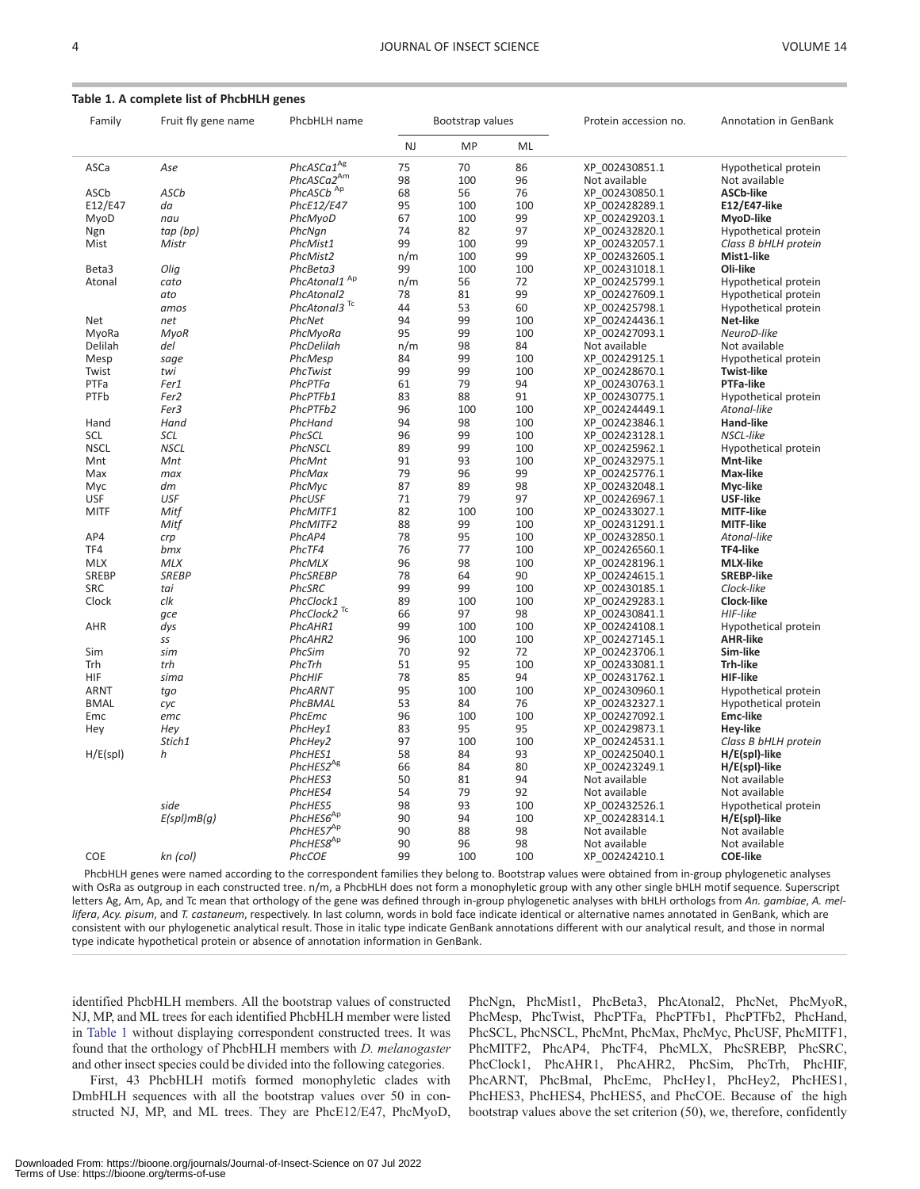**Table 1. A complete list of PhcbHLH genes**

| Family | Fruit fly gene name | PhcbHLH name | Bootstrap values | | | Protein accession no. | Annotation in GenBank |
|---|---|---|---|---|---|---|---|
| | | | NJ | MP | ML | | |
| ASCa | *Ase* | *PhcASCa1*[Ag] | 75 | 70 | 86 | XP_002430851.1 | Hypothetical protein |
| | | *PhcASCa2*[Am] | 98 | 100 | 96 | Not available | Not available |
| ASCb | *ASCb* | *PhcASCb*[Ap] | 68 | 56 | 76 | XP_002430850.1 | **ASCb-like** |
| E12/E47 | *da* | *PhcE12/E47* | 95 | 100 | 100 | XP_002428289.1 | **E12/E47-like** |
| MyoD | *nau* | *PhcMyoD* | 67 | 100 | 99 | XP_002429203.1 | **MyoD-like** |
| Ngn | *tap (bp)* | *PhcNgn* | 74 | 82 | 97 | XP_002432820.1 | Hypothetical protein |
| Mist | *Mistr* | *PhcMist1* | 99 | 100 | 99 | XP_002432057.1 | *Class B bHLH protein* |
| | | *PhcMist2* | n/m | 100 | 99 | XP_002432605.1 | **Mist1-like** |
| Beta3 | *Olig* | *PhcBeta3* | 99 | 100 | 100 | XP_002431018.1 | **Oli-like** |
| Atonal | *cato* | *PhcAtonal1*[Ap] | n/m | 56 | 72 | XP_002425799.1 | Hypothetical protein |
| | *ato* | *PhcAtonal2* | 78 | 81 | 99 | XP_002427609.1 | Hypothetical protein |
| | *amos* | *PhcAtonal3*[Tc] | 44 | 53 | 60 | XP_002425798.1 | Hypothetical protein |
| Net | *net* | *PhcNet* | 94 | 99 | 100 | XP_002424436.1 | **Net-like** |
| MyoRa | *MyoR* | *PhcMyoRa* | 95 | 99 | 100 | XP_002427093.1 | *NeuroD-like* |
| Delilah | *del* | *PhcDelilah* | n/m | 98 | 84 | Not available | Not available |
| Mesp | *sage* | *PhcMesp* | 84 | 99 | 100 | XP_002429125.1 | Hypothetical protein |
| Twist | *twi* | *PhcTwist* | 99 | 99 | 100 | XP_002428670.1 | **Twist-like** |
| PTFa | *Fer1* | *PhcPTFa* | 61 | 79 | 94 | XP_002430763.1 | **PTFa-like** |
| PTFb | *Fer2* | *PhcPTFb1* | 83 | 88 | 91 | XP_002430775.1 | Hypothetical protein |
| | *Fer3* | *PhcPTFb2* | 96 | 100 | 100 | XP_002424449.1 | *Atonal-like* |
| Hand | *Hand* | *PhcHand* | 94 | 98 | 100 | XP_002423846.1 | **Hand-like** |
| SCL | *SCL* | *PhcSCL* | 96 | 99 | 100 | XP_002423128.1 | *NSCL-like* |
| NSCL | *NSCL* | *PhcNSCL* | 89 | 99 | 100 | XP_002425962.1 | Hypothetical protein |
| Mnt | *Mnt* | *PhcMnt* | 91 | 93 | 100 | XP_002432975.1 | **Mnt-like** |
| Max | *max* | *PhcMax* | 79 | 96 | 99 | XP_002425776.1 | **Max-like** |
| Myc | *dm* | *PhcMyc* | 87 | 89 | 98 | XP_002432048.1 | **Myc-like** |
| USF | *USF* | *PhcUSF* | 71 | 79 | 97 | XP_002426967.1 | **USF-like** |
| MITF | *Mitf* | *PhcMITF1* | 82 | 100 | 100 | XP_002433027.1 | **MITF-like** |
| | *Mitf* | *PhcMITF2* | 88 | 99 | 100 | XP_002431291.1 | **MITF-like** |
| AP4 | *crp* | *PhcAP4* | 78 | 95 | 100 | XP_002432850.1 | *Atonal-like* |
| TF4 | *bmx* | *PhcTF4* | 76 | 77 | 100 | XP_002426560.1 | **TF4-like** |
| MLX | *MLX* | *PhcMLX* | 96 | 98 | 100 | XP_002428196.1 | **MLX-like** |
| SREBP | *SREBP* | *PhcSREBP* | 78 | 64 | 90 | XP_002424615.1 | **SREBP-like** |
| SRC | *tai* | *PhcSRC* | 99 | 99 | 100 | XP_002430185.1 | *Clock-like* |
| Clock | *clk* | *PhcClock1* | 89 | 100 | 100 | XP_002429283.1 | **Clock-like** |
| | *gce* | *PhcClock2*[Tc] | 66 | 97 | 98 | XP_002430841.1 | *HIF-like* |
| AHR | *dys* | *PhcAHR1* | 99 | 100 | 100 | XP_002424108.1 | Hypothetical protein |
| | *ss* | *PhcAHR2* | 96 | 100 | 100 | XP_002427145.1 | **AHR-like** |
| Sim | *sim* | *PhcSim* | 70 | 92 | 72 | XP_002423706.1 | **Sim-like** |
| Trh | *trh* | *PhcTrh* | 51 | 95 | 100 | XP_002433081.1 | **Trh-like** |
| HIF | *sima* | *PhcHIF* | 78 | 85 | 94 | XP_002431762.1 | **HIF-like** |
| ARNT | *tgo* | *PhcARNT* | 95 | 100 | 100 | XP_002430960.1 | Hypothetical protein |
| BMAL | *cyc* | *PhcBMAL* | 53 | 84 | 76 | XP_002432327.1 | Hypothetical protein |
| Emc | *emc* | *PhcEmc* | 96 | 100 | 100 | XP_002427092.1 | **Emc-like** |
| Hey | *Hey* | *PhcHey1* | 83 | 95 | 95 | XP_002429873.1 | **Hey-like** |
| | *Stich1* | *PhcHey2* | 97 | 100 | 100 | XP_002424531.1 | *Class B bHLH protein* |
| H/E(spl) | *h* | *PhcHES1* | 58 | 84 | 93 | XP_002425040.1 | **H/E(spl)-like** |
| | | *PhcHES2*[Ag] | 66 | 84 | 80 | XP_002423249.1 | **H/E(spl)-like** |
| | | *PhcHES3* | 50 | 81 | 94 | Not available | Not available |
| | | *PhcHES4* | 54 | 79 | 92 | Not available | Not available |
| | *side* | *PhcHES5* | 98 | 93 | 100 | XP_002432526.1 | Hypothetical protein |
| | *E(spl)mB(g)* | *PhcHES6*[Ap] | 90 | 94 | 100 | XP_002428314.1 | **H/E(spl)-like** |
| | | *PhcHES7*[Ap] | 90 | 88 | 98 | Not available | Not available |
| | | *PhcHES8*[Ap] | 90 | 96 | 98 | Not available | Not available |
| COE | *kn (col)* | *PhcCOE* | 99 | 100 | 100 | XP_002424210.1 | **COE-like** |

PhcbHLH genes were named according to the correspondent families they belong to. Bootstrap values were obtained from in-group phylogenetic analyses with OsRa as outgroup in each constructed tree. n/m, a PhcbHLH does not form a monophyletic group with any other single bHLH motif sequence. Superscript letters Ag, Am, Ap, and Tc mean that orthology of the gene was defined through in-group phylogenetic analyses with bHLH orthologs from *An. gambiae*, *A. mellifera*, *Acy. pisum*, and *T. castaneum*, respectively. In last column, words in bold face indicate identical or alternative names annotated in GenBank, which are consistent with our phylogenetic analytical result. Those in italic type indicate GenBank annotations different with our analytical result, and those in normal type indicate hypothetical protein or absence of annotation information in GenBank.

identified PhcbHLH members. All the bootstrap values of constructed NJ, MP, and ML trees for each identified PhcbHLH member were listed in Table 1 without displaying correspondent constructed trees. It was found that the orthology of PhcbHLH members with *D. melanogaster* and other insect species could be divided into the following categories.

First, 43 PhcbHLH motifs formed monophyletic clades with DmbHLH sequences with all the bootstrap values over 50 in constructed NJ, MP, and ML trees. They are PhcE12/E47, PhcMyoD, PhcNgn, PhcMist1, PhcBeta3, PhcAtonal2, PhcNet, PhcMyoR, PhcMesp, PhcTwist, PhcPTFa, PhcPTFb1, PhcPTFb2, PhcHand, PhcSCL, PhcNSCL, PhcMnt, PhcMax, PhcMyc, PhcUSF, PhcMITF1, PhcMITF2, PhcAP4, PhcTF4, PhcMLX, PhcSREBP, PhcSRC, PhcClock1, PhcAHR1, PhcAHR2, PhcSim, PhcTrh, PhcHIF, PhcARNT, PhcBmal, PhcEmc, PhcHey1, PhcHey2, PhcHES1, PhcHES3, PhcHES4, PhcHES5, and PhcCOE. Because of the high bootstrap values above the set criterion (50), we, therefore, confidently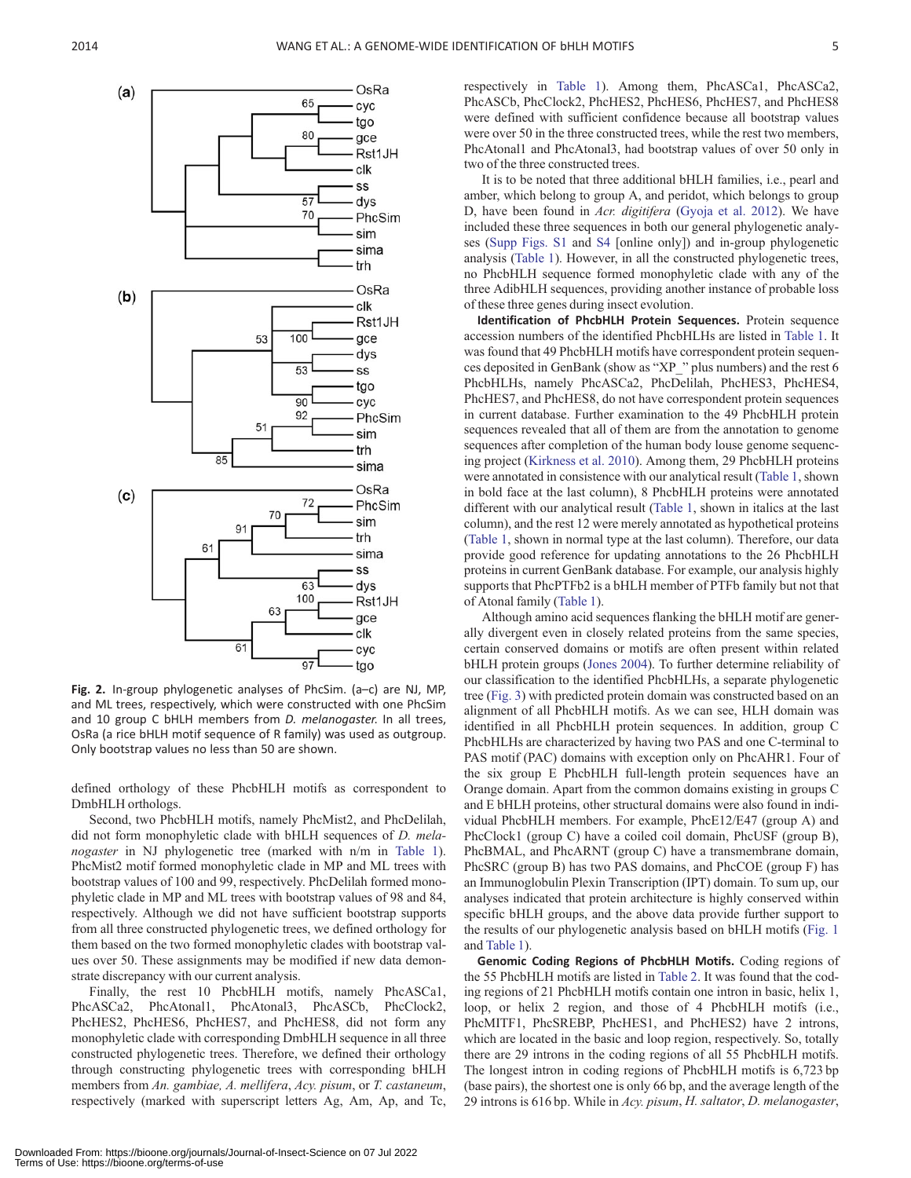Fig. 2. In-group phylogenetic analyses of PhcSim. (a–c) are NJ, MP, and ML trees, respectively, which were constructed with one PhcSim and 10 group C bHLH members from *D. melanogaster.* In all trees, OsRa (a rice bHLH motif sequence of R family) was used as outgroup. Only bootstrap values no less than 50 are shown.

defined orthology of these PhcbHLH motifs as correspondent to DmbHLH orthologs.

Second, two PhcbHLH motifs, namely PhcMist2, and PhcDelilah, did not form monophyletic clade with bHLH sequences of *D. melanogaster* in NJ phylogenetic tree (marked with n/m in Table 1). PhcMist2 motif formed monophyletic clade in MP and ML trees with bootstrap values of 100 and 99, respectively. PhcDelilah formed monophyletic clade in MP and ML trees with bootstrap values of 98 and 84, respectively. Although we did not have sufficient bootstrap supports from all three constructed phylogenetic trees, we defined orthology for them based on the two formed monophyletic clades with bootstrap values over 50. These assignments may be modified if new data demonstrate discrepancy with our current analysis.

Finally, the rest 10 PhcbHLH motifs, namely PhcASCa1, PhcASCa2, PhcAtonal1, PhcAtonal3, PhcASCb, PhcClock2, PhcHES2, PhcHES6, PhcHES7, and PhcHES8, did not form any monophyletic clade with corresponding DmbHLH sequence in all three constructed phylogenetic trees. Therefore, we defined their orthology through constructing phylogenetic trees with corresponding bHLH members from *An. gambiae, A. mellifera*, *Acy. pisum*, or *T. castaneum*, respectively (marked with superscript letters Ag, Am, Ap, and Tc, respectively in Table 1). Among them, PhcASCa1, PhcASCa2, PhcASCb, PhcClock2, PhcHES2, PhcHES6, PhcHES7, and PhcHES8 were defined with sufficient confidence because all bootstrap values were over 50 in the three constructed trees, while the rest two members, PhcAtonal1 and PhcAtonal3, had bootstrap values of over 50 only in two of the three constructed trees.

It is to be noted that three additional bHLH families, i.e., pearl and amber, which belong to group A, and peridot, which belongs to group D, have been found in *Acr. digitifera* (Gyoja et al. 2012). We have included these three sequences in both our general phylogenetic analyses (Supp Figs. S1 and S4 [online only]) and in-group phylogenetic analysis (Table 1). However, in all the constructed phylogenetic trees, no PhcbHLH sequence formed monophyletic clade with any of the three AdibHLH sequences, providing another instance of probable loss of these three genes during insect evolution.

**Identification of PhcbHLH Protein Sequences.** Protein sequence accession numbers of the identified PhcbHLHs are listed in Table 1. It was found that 49 PhcbHLH motifs have correspondent protein sequences deposited in GenBank (show as "XP_" plus numbers) and the rest 6 PhcbHLHs, namely PhcASCa2, PhcDelilah, PhcHES3, PhcHES4, PhcHES7, and PhcHES8, do not have correspondent protein sequences in current database. Further examination to the 49 PhcbHLH protein sequences revealed that all of them are from the annotation to genome sequences after completion of the human body louse genome sequencing project (Kirkness et al. 2010). Among them, 29 PhcbHLH proteins were annotated in consistence with our analytical result (Table 1, shown in bold face at the last column), 8 PhcbHLH proteins were annotated different with our analytical result (Table 1, shown in italics at the last column), and the rest 12 were merely annotated as hypothetical proteins (Table 1, shown in normal type at the last column). Therefore, our data provide good reference for updating annotations to the 26 PhcbHLH proteins in current GenBank database. For example, our analysis highly supports that PhcPTFb2 is a bHLH member of PTFb family but not that of Atonal family (Table 1).

Although amino acid sequences flanking the bHLH motif are generally divergent even in closely related proteins from the same species, certain conserved domains or motifs are often present within related bHLH protein groups (Jones 2004). To further determine reliability of our classification to the identified PhcbHLHs, a separate phylogenetic tree (Fig. 3) with predicted protein domain was constructed based on an alignment of all PhcbHLH motifs. As we can see, HLH domain was identified in all PhcbHLH protein sequences. In addition, group C PhcbHLHs are characterized by having two PAS and one C-terminal to PAS motif (PAC) domains with exception only on PhcAHR1. Four of the six group E PhcbHLH full-length protein sequences have an Orange domain. Apart from the common domains existing in groups C and E bHLH proteins, other structural domains were also found in individual PhcbHLH members. For example, PhcE12/E47 (group A) and PhcClock1 (group C) have a coiled coil domain, PhcUSF (group B), PhcBMAL, and PhcARNT (group C) have a transmembrane domain, PhcSRC (group B) has two PAS domains, and PhcCOE (group F) has an Immunoglobulin Plexin Transcription (IPT) domain. To sum up, our analyses indicated that protein architecture is highly conserved within specific bHLH groups, and the above data provide further support to the results of our phylogenetic analysis based on bHLH motifs (Fig. 1 and Table 1).

**Genomic Coding Regions of PhcbHLH Motifs.** Coding regions of the 55 PhcbHLH motifs are listed in Table 2. It was found that the coding regions of 21 PhcbHLH motifs contain one intron in basic, helix 1, loop, or helix 2 region, and those of 4 PhcbHLH motifs (i.e., PhcMITF1, PhcSREBP, PhcHES1, and PhcHES2) have 2 introns, which are located in the basic and loop region, respectively. So, totally there are 29 introns in the coding regions of all 55 PhcbHLH motifs. The longest intron in coding regions of PhcbHLH motifs is 6,723 bp (base pairs), the shortest one is only 66 bp, and the average length of the 29 introns is 616 bp. While in *Acy. pisum*, *H. saltator*, *D. melanogaster*,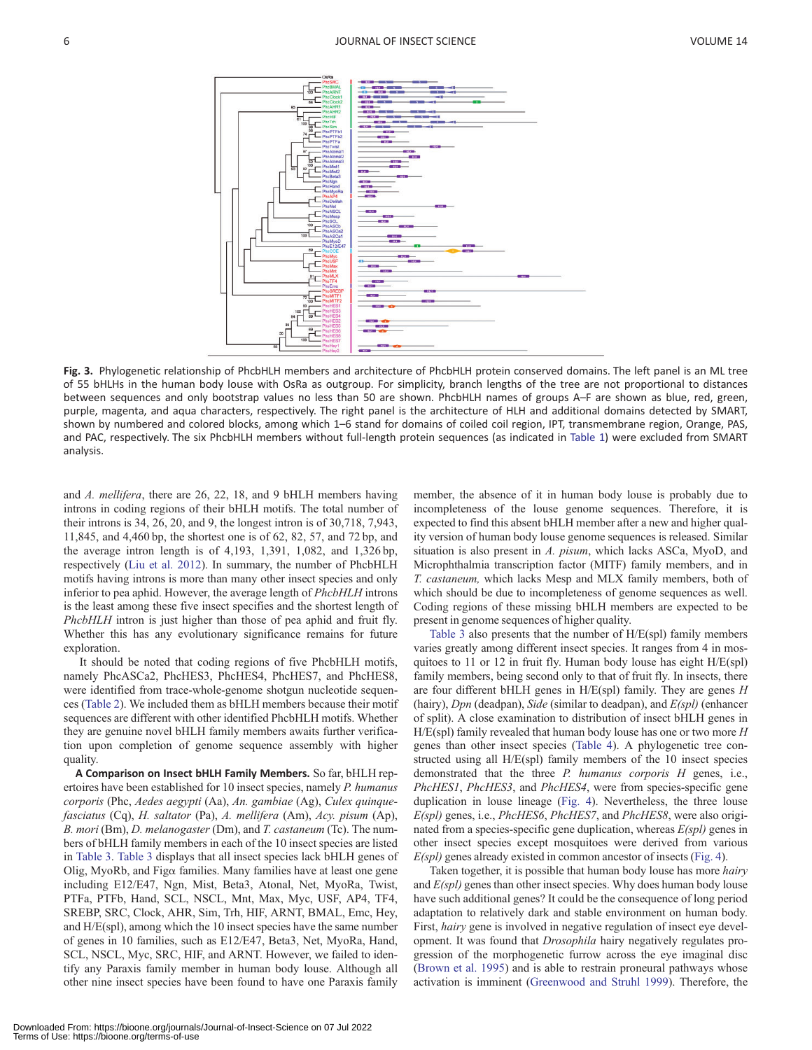**Fig. 3.** Phylogenetic relationship of PhcbHLH members and architecture of PhcbHLH protein conserved domains. The left panel is an ML tree of 55 bHLHs in the human body louse with OsRa as outgroup. For simplicity, branch lengths of the tree are not proportional to distances between sequences and only bootstrap values no less than 50 are shown. PhcbHLH names of groups A–F are shown as blue, red, green, purple, magenta, and aqua characters, respectively. The right panel is the architecture of HLH and additional domains detected by SMART, shown by numbered and colored blocks, among which 1–6 stand for domains of coiled coil region, IPT, transmembrane region, Orange, PAS, and PAC, respectively. The six PhcbHLH members without full-length protein sequences (as indicated in Table 1) were excluded from SMART analysis.

and *A. mellifera*, there are 26, 22, 18, and 9 bHLH members having introns in coding regions of their bHLH motifs. The total number of their introns is 34, 26, 20, and 9, the longest intron is of 30,718, 7,943, 11,845, and 4,460 bp, the shortest one is of 62, 82, 57, and 72 bp, and the average intron length is of 4,193, 1,391, 1,082, and 1,326 bp, respectively (Liu et al. 2012). In summary, the number of PhcbHLH motifs having introns is more than many other insect species and only inferior to pea aphid. However, the average length of *PhcbHLH* introns is the least among these five insect specifies and the shortest length of *PhcbHLH* intron is just higher than those of pea aphid and fruit fly. Whether this has any evolutionary significance remains for future exploration.

It should be noted that coding regions of five PhcbHLH motifs, namely PhcASCa2, PhcHES3, PhcHES4, PhcHES7, and PhcHES8, were identified from trace-whole-genome shotgun nucleotide sequences (Table 2). We included them as bHLH members because their motif sequences are different with other identified PhcbHLH motifs. Whether they are genuine novel bHLH family members awaits further verification upon completion of genome sequence assembly with higher quality.

**A Comparison on Insect bHLH Family Members.** So far, bHLH repertoires have been established for 10 insect species, namely *P. humanus corporis* (Phc, *Aedes aegypti* (Aa), *An. gambiae* (Ag), *Culex quinquefasciatus* (Cq), *H. saltator* (Pa), *A. mellifera* (Am), *Acy. pisum* (Ap), *B. mori* (Bm), *D. melanogaster* (Dm), and *T. castaneum* (Tc). The numbers of bHLH family members in each of the 10 insect species are listed in Table 3. Table 3 displays that all insect species lack bHLH genes of Olig, MyoRb, and Figα families. Many families have at least one gene including E12/E47, Ngn, Mist, Beta3, Atonal, Net, MyoRa, Twist, PTFa, PTFb, Hand, SCL, NSCL, Mnt, Max, Myc, USF, AP4, TF4, SREBP, SRC, Clock, AHR, Sim, Trh, HIF, ARNT, BMAL, Emc, Hey, and H/E(spl), among which the 10 insect species have the same number of genes in 10 families, such as E12/E47, Beta3, Net, MyoRa, Hand, SCL, NSCL, Myc, SRC, HIF, and ARNT. However, we failed to identify any Paraxis family member in human body louse. Although all other nine insect species have been found to have one Paraxis family member, the absence of it in human body louse is probably due to incompleteness of the louse genome sequences. Therefore, it is expected to find this absent bHLH member after a new and higher quality version of human body louse genome sequences is released. Similar situation is also present in *A. pisum*, which lacks ASCa, MyoD, and Microphthalmia transcription factor (MITF) family members, and in *T. castaneum,* which lacks Mesp and MLX family members, both of which should be due to incompleteness of genome sequences as well. Coding regions of these missing bHLH members are expected to be present in genome sequences of higher quality.

Table 3 also presents that the number of H/E(spl) family members varies greatly among different insect species. It ranges from 4 in mosquitoes to 11 or 12 in fruit fly. Human body louse has eight H/E(spl) family members, being second only to that of fruit fly. In insects, there are four different bHLH genes in H/E(spl) family. They are genes *H* (hairy), *Dpn* (deadpan), *Side* (similar to deadpan), and *E(spl)* (enhancer of split). A close examination to distribution of insect bHLH genes in H/E(spl) family revealed that human body louse has one or two more *H* genes than other insect species (Table 4). A phylogenetic tree constructed using all H/E(spl) family members of the 10 insect species demonstrated that the three *P. humanus corporis H* genes, i.e., *PhcHES1*, *PhcHES3*, and *PhcHES4*, were from species-specific gene duplication in louse lineage (Fig. 4). Nevertheless, the three louse *E(spl)* genes, i.e., *PhcHES6*, *PhcHES7*, and *PhcHES8*, were also originated from a species-specific gene duplication, whereas *E(spl)* genes in other insect species except mosquitoes were derived from various *E(spl)* genes already existed in common ancestor of insects (Fig. 4).

Taken together, it is possible that human body louse has more *hairy* and *E(spl)* genes than other insect species. Why does human body louse have such additional genes? It could be the consequence of long period adaptation to relatively dark and stable environment on human body. First, *hairy* gene is involved in negative regulation of insect eye development. It was found that *Drosophila* hairy negatively regulates progression of the morphogenetic furrow across the eye imaginal disc (Brown et al. 1995) and is able to restrain proneural pathways whose activation is imminent (Greenwood and Struhl 1999). Therefore, the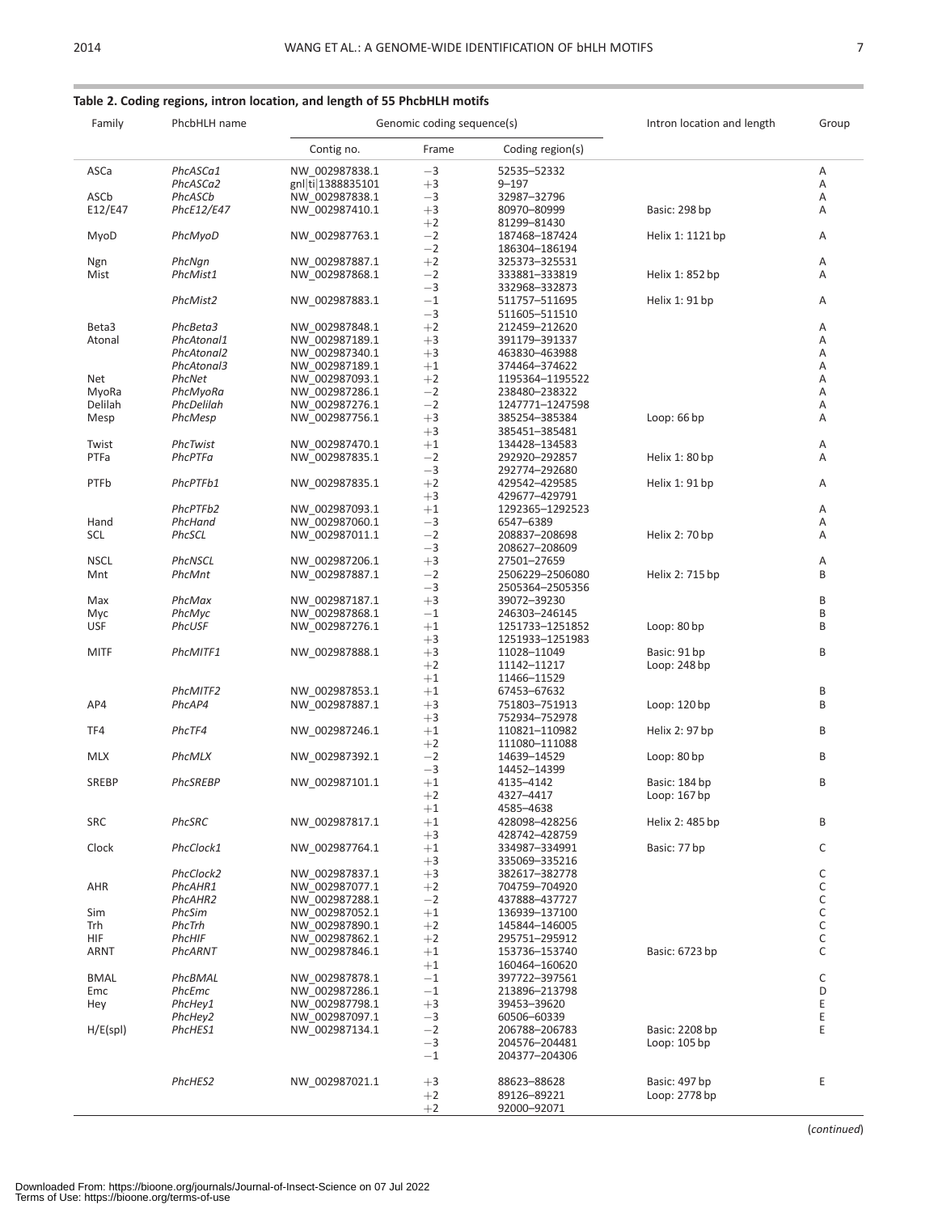**Table 2. Coding regions, intron location, and length of 55 PhcbHLH motifs**

| Family | PhcbHLH name | Genomic coding sequence(s) | | | Intron location and length | Group |
|---|---|---|---|---|---|---|
| | | Contig no. | Frame | Coding region(s) | | |
| ASCa | *PhcASCa1* | NW_002987838.1 | −3 | 52535–52332 | | A |
| | *PhcASCa2* | gnl\|ti\|1388835101 | +3 | 9–197 | | A |
| ASCb | *PhcASCb* | NW_002987838.1 | −3 | 32987–32796 | | A |
| E12/E47 | *PhcE12/E47* | NW_002987410.1 | +3 | 80970–80999 | Basic: 298 bp | A |
| | | | +2 | 81299–81430 | | |
| MyoD | *PhcMyoD* | NW_002987763.1 | −2 | 187468–187424 | Helix 1: 1121 bp | A |
| | | | −2 | 186304–186194 | | |
| Ngn | *PhcNgn* | NW_002987887.1 | +2 | 325373–325531 | | A |
| Mist | *PhcMist1* | NW_002987868.1 | −2 | 333881–333819 | Helix 1: 852 bp | A |
| | | | −3 | 332968–332873 | | |
| | *PhcMist2* | NW_002987883.1 | −1 | 511757–511695 | Helix 1: 91 bp | A |
| | | | −3 | 511605–511510 | | |
| Beta3 | *PhcBeta3* | NW_002987848.1 | +2 | 212459–212620 | | A |
| Atonal | *PhcAtonal1* | NW_002987189.1 | +3 | 391179–391337 | | A |
| | *PhcAtonal2* | NW_002987340.1 | +3 | 463830–463988 | | A |
| | *PhcAtonal3* | NW_002987189.1 | +1 | 374464–374622 | | A |
| Net | *PhcNet* | NW_002987093.1 | +2 | 1195364–1195522 | | A |
| MyoRa | *PhcMyoRa* | NW_002987286.1 | −2 | 238480–238322 | | A |
| Delilah | *PhcDelilah* | NW_002987276.1 | −2 | 1247771–1247598 | | A |
| Mesp | *PhcMesp* | NW_002987756.1 | +3 | 385254–385384 | Loop: 66 bp | A |
| | | | +3 | 385451–385481 | | |
| Twist | *PhcTwist* | NW_002987470.1 | +1 | 134428–134583 | | A |
| PTFa | *PhcPTFa* | NW_002987835.1 | −2 | 292920–292857 | Helix 1: 80 bp | A |
| | | | −3 | 292774–292680 | | |
| PTFb | *PhcPTFb1* | NW_002987835.1 | +2 | 429542–429585 | Helix 1: 91 bp | A |
| | | | +3 | 429677–429791 | | |
| | *PhcPTFb2* | NW_002987093.1 | +1 | 1292365–1292523 | | A |
| Hand | *PhcHand* | NW_002987060.1 | −3 | 6547–6389 | | A |
| SCL | *PhcSCL* | NW_002987011.1 | −2 | 208837–208698 | Helix 2: 70 bp | A |
| | | | −3 | 208627–208609 | | |
| NSCL | *PhcNSCL* | NW_002987206.1 | +3 | 27501–27659 | | A |
| Mnt | *PhcMnt* | NW_002987887.1 | −2 | 2506229–2506080 | Helix 2: 715 bp | B |
| | | | −3 | 2505364–2505356 | | |
| Max | *PhcMax* | NW_002987187.1 | +3 | 39072–39230 | | B |
| Myc | *PhcMyc* | NW_002987868.1 | −1 | 246303–246145 | | B |
| USF | *PhcUSF* | NW_002987276.1 | +1 | 1251733–1251852 | Loop: 80 bp | B |
| | | | +3 | 1251933–1251983 | | |
| MITF | *PhcMITF1* | NW_002987888.1 | +3 | 11028–11049 | Basic: 91 bp | B |
| | | | +2 | 11142–11217 | Loop: 248 bp | |
| | | | +1 | 11466–11529 | | |
| | *PhcMITF2* | NW_002987853.1 | +1 | 67453–67632 | | B |
| AP4 | *PhcAP4* | NW_002987887.1 | +3 | 751803–751913 | Loop: 120 bp | B |
| | | | +3 | 752934–752978 | | |
| TF4 | *PhcTF4* | NW_002987246.1 | +1 | 110821–110982 | Helix 2: 97 bp | B |
| | | | +2 | 111080–111088 | | |
| MLX | *PhcMLX* | NW_002987392.1 | −2 | 14639–14529 | Loop: 80 bp | B |
| | | | −3 | 14452–14399 | | |
| SREBP | *PhcSREBP* | NW_002987101.1 | +1 | 4135–4142 | Basic: 184 bp | B |
| | | | +2 | 4327–4417 | Loop: 167 bp | |
| | | | +1 | 4585–4638 | | |
| SRC | *PhcSRC* | NW_002987817.1 | +1 | 428098–428256 | Helix 2: 485 bp | B |
| | | | +3 | 428742–428759 | | |
| Clock | *PhcClock1* | NW_002987764.1 | +1 | 334987–334991 | Basic: 77 bp | C |
| | | | +3 | 335069–335216 | | |
| | *PhcClock2* | NW_002987837.1 | +3 | 382617–382778 | | C |
| AHR | *PhcAHR1* | NW_002987077.1 | +2 | 704759–704920 | | C |
| | *PhcAHR2* | NW_002987288.1 | −2 | 437888–437727 | | C |
| Sim | *PhcSim* | NW_002987052.1 | +1 | 136939–137100 | | C |
| Trh | *PhcTrh* | NW_002987890.1 | +2 | 145844–146005 | | C |
| HIF | *PhcHIF* | NW_002987862.1 | +2 | 295751–295912 | | C |
| ARNT | *PhcARNT* | NW_002987846.1 | +1 | 153736–153740 | Basic: 6723 bp | C |
| | | | +1 | 160464–160620 | | |
| BMAL | *PhcBMAL* | NW_002987878.1 | −1 | 397722–397561 | | C |
| Emc | *PhcEmc* | NW_002987286.1 | −1 | 213896–213798 | | D |
| Hey | *PhcHey1* | NW_002987798.1 | +3 | 39453–39620 | | E |
| | *PhcHey2* | NW_002987097.1 | −3 | 60506–60339 | | E |
| H/E(spl) | *PhcHES1* | NW_002987134.1 | −2 | 206788–206783 | Basic: 2208 bp | E |
| | | | −3 | 204576–204481 | Loop: 105 bp | |
| | | | −1 | 204377–204306 | | |
| | *PhcHES2* | NW_002987021.1 | +3 | 88623–88628 | Basic: 497 bp | E |
| | | | +2 | 89126–89221 | Loop: 2778 bp | |
| | | | +2 | 92000–92071 | | |

(*continued*)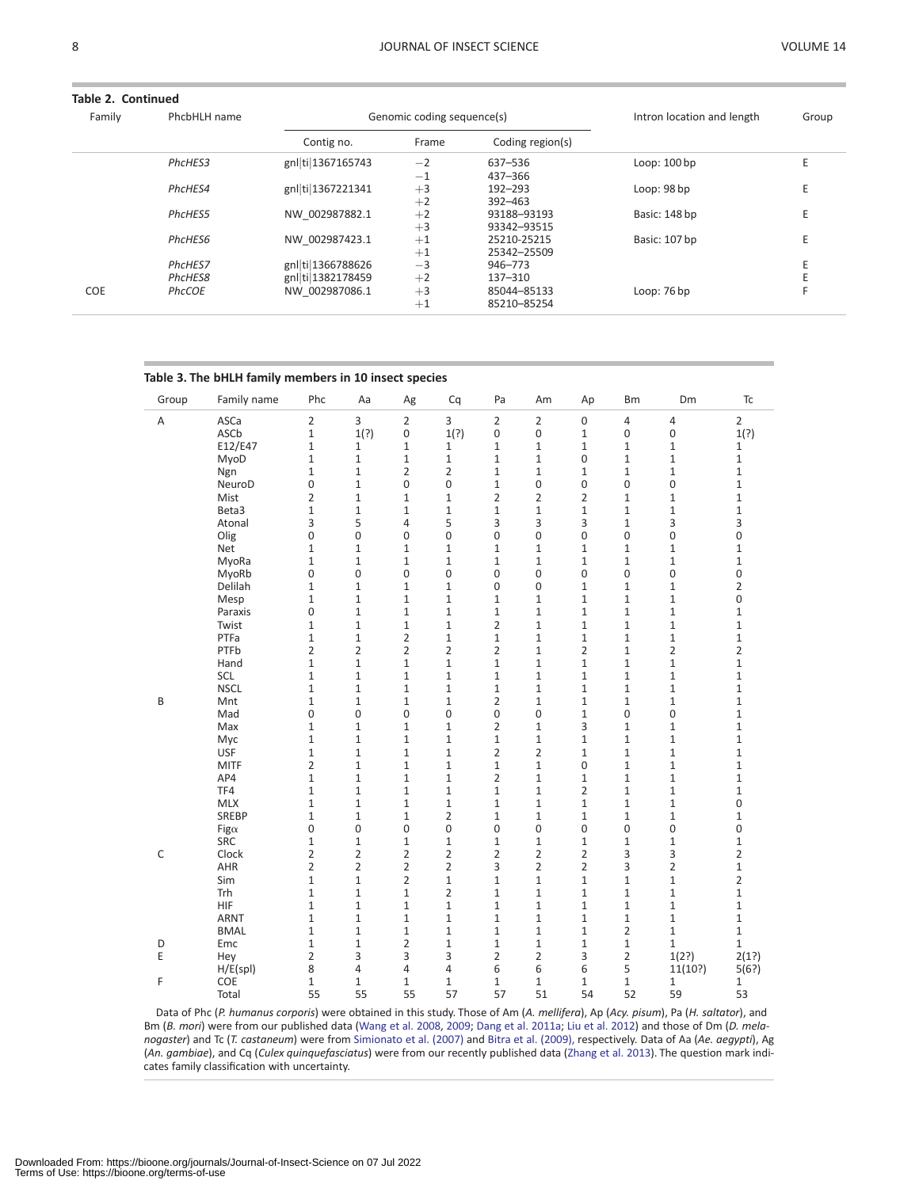**Table 2. Continued**

| Family | PhcbHLH name | Genomic coding sequence(s) | | | Intron location and length | Group |
|---|---|---|---|---|---|---|
| | | Contig no. | Frame | Coding region(s) | | |
| | *PhcHES3* | gnl\|ti\|1367165743 | −2<br>−1 | 637–536<br>437–366 | Loop: 100 bp | E |
| | *PhcHES4* | gnl\|ti\|1367221341 | +3<br>+2 | 192–293<br>392–463 | Loop: 98 bp | E |
| | *PhcHES5* | NW_002987882.1 | +2<br>+3 | 93188–93193<br>93342–93515 | Basic: 148 bp | E |
| | *PhcHES6* | NW_002987423.1 | +1<br>+1 | 25210-25215<br>25342–25509 | Basic: 107 bp | E |
| | *PhcHES7* | gnl\|ti\|1366788626 | −3 | 946–773 | | E |
| | *PhcHES8* | gnl\|ti\|1382178459 | +2 | 137–310 | | E |
| COE | *PhcCOE* | NW_002987086.1 | +3<br>+1 | 85044–85133<br>85210–85254 | Loop: 76 bp | F |

**Table 3. The bHLH family members in 10 insect species**

| Group | Family name | Phc | Aa | Ag | Cq | Pa | Am | Ap | Bm | Dm | Tc |
|---|---|---|---|---|---|---|---|---|---|---|---|
| A | ASCa | 2 | 3 | 2 | 3 | 2 | 2 | 0 | 4 | 4 | 2 |
| | ASCb | 1 | 1(?) | 0 | 1(?) | 0 | 0 | 1 | 0 | 0 | 1(?) |
| | E12/E47 | 1 | 1 | 1 | 1 | 1 | 1 | 1 | 1 | 1 | 1 |
| | MyoD | 1 | 1 | 1 | 1 | 1 | 1 | 0 | 1 | 1 | 1 |
| | Ngn | 1 | 1 | 2 | 2 | 1 | 1 | 1 | 1 | 1 | 1 |
| | NeuroD | 0 | 1 | 0 | 0 | 1 | 0 | 0 | 0 | 0 | 1 |
| | Mist | 2 | 1 | 1 | 1 | 2 | 2 | 2 | 1 | 1 | 1 |
| | Beta3 | 1 | 1 | 1 | 1 | 1 | 1 | 1 | 1 | 1 | 1 |
| | Atonal | 3 | 5 | 4 | 5 | 3 | 3 | 3 | 1 | 3 | 3 |
| | Olig | 0 | 0 | 0 | 0 | 0 | 0 | 0 | 0 | 0 | 0 |
| | Net | 1 | 1 | 1 | 1 | 1 | 1 | 1 | 1 | 1 | 1 |
| | MyoRa | 1 | 1 | 1 | 1 | 1 | 1 | 1 | 1 | 1 | 1 |
| | MyoRb | 0 | 0 | 0 | 0 | 0 | 0 | 0 | 0 | 0 | 0 |
| | Delilah | 1 | 1 | 1 | 1 | 0 | 0 | 1 | 1 | 1 | 2 |
| | Mesp | 1 | 1 | 1 | 1 | 1 | 1 | 1 | 1 | 1 | 0 |
| | Paraxis | 0 | 1 | 1 | 1 | 1 | 1 | 1 | 1 | 1 | 1 |
| | Twist | 1 | 1 | 1 | 1 | 2 | 1 | 1 | 1 | 1 | 1 |
| | PTFa | 1 | 1 | 2 | 1 | 1 | 1 | 1 | 1 | 1 | 1 |
| | PTFb | 2 | 2 | 2 | 2 | 2 | 1 | 2 | 1 | 2 | 2 |
| | Hand | 1 | 1 | 1 | 1 | 1 | 1 | 1 | 1 | 1 | 1 |
| | SCL | 1 | 1 | 1 | 1 | 1 | 1 | 1 | 1 | 1 | 1 |
| | NSCL | 1 | 1 | 1 | 1 | 1 | 1 | 1 | 1 | 1 | 1 |
| B | Mnt | 1 | 1 | 1 | 1 | 2 | 1 | 1 | 1 | 1 | 1 |
| | Mad | 0 | 0 | 0 | 0 | 0 | 0 | 1 | 0 | 0 | 1 |
| | Max | 1 | 1 | 1 | 1 | 2 | 1 | 3 | 1 | 1 | 1 |
| | Myc | 1 | 1 | 1 | 1 | 1 | 1 | 1 | 1 | 1 | 1 |
| | USF | 1 | 1 | 1 | 1 | 2 | 2 | 1 | 1 | 1 | 1 |
| | MITF | 2 | 1 | 1 | 1 | 1 | 1 | 0 | 1 | 1 | 1 |
| | AP4 | 1 | 1 | 1 | 1 | 2 | 1 | 1 | 1 | 1 | 1 |
| | TF4 | 1 | 1 | 1 | 1 | 1 | 1 | 2 | 1 | 1 | 1 |
| | MLX | 1 | 1 | 1 | 1 | 1 | 1 | 1 | 1 | 1 | 0 |
| | SREBP | 1 | 1 | 1 | 2 | 1 | 1 | 1 | 1 | 1 | 1 |
| | Figα | 0 | 0 | 0 | 0 | 0 | 0 | 0 | 0 | 0 | 0 |
| | SRC | 1 | 1 | 1 | 1 | 1 | 1 | 1 | 1 | 1 | 1 |
| C | Clock | 2 | 2 | 2 | 2 | 2 | 2 | 2 | 3 | 3 | 2 |
| | AHR | 2 | 2 | 2 | 2 | 3 | 2 | 2 | 3 | 2 | 1 |
| | Sim | 1 | 1 | 2 | 1 | 1 | 1 | 1 | 1 | 1 | 2 |
| | Trh | 1 | 1 | 1 | 2 | 1 | 1 | 1 | 1 | 1 | 1 |
| | HIF | 1 | 1 | 1 | 1 | 1 | 1 | 1 | 1 | 1 | 1 |
| | ARNT | 1 | 1 | 1 | 1 | 1 | 1 | 1 | 1 | 1 | 1 |
| | BMAL | 1 | 1 | 1 | 1 | 1 | 1 | 1 | 2 | 1 | 1 |
| D | Emc | 1 | 1 | 2 | 1 | 1 | 1 | 1 | 1 | 1 | 1 |
| E | Hey | 2 | 3 | 3 | 3 | 2 | 2 | 3 | 2 | 1(2?) | 2(1?) |
| | H/E(spl) | 8 | 4 | 4 | 4 | 6 | 6 | 6 | 5 | 11(10?) | 5(6?) |
| F | COE | 1 | 1 | 1 | 1 | 1 | 1 | 1 | 1 | 1 | 1 |
| | Total | 55 | 55 | 55 | 57 | 57 | 51 | 54 | 52 | 59 | 53 |

Data of Phc (*P. humanus corporis*) were obtained in this study. Those of Am (*A. mellifera*), Ap (*Acy. pisum*), Pa (*H. saltator*), and Bm (*B. mori*) were from our published data (Wang et al. 2008, 2009; Dang et al. 2011a; Liu et al. 2012) and those of Dm (*D. melanogaster*) and Tc (*T. castaneum*) were from Simionato et al. (2007) and Bitra et al. (2009), respectively. Data of Aa (*Ae. aegypti*), Ag (*An. gambiae*), and Cq (*Culex quinquefasciatus*) were from our recently published data (Zhang et al. 2013). The question mark indicates family classification with uncertainty.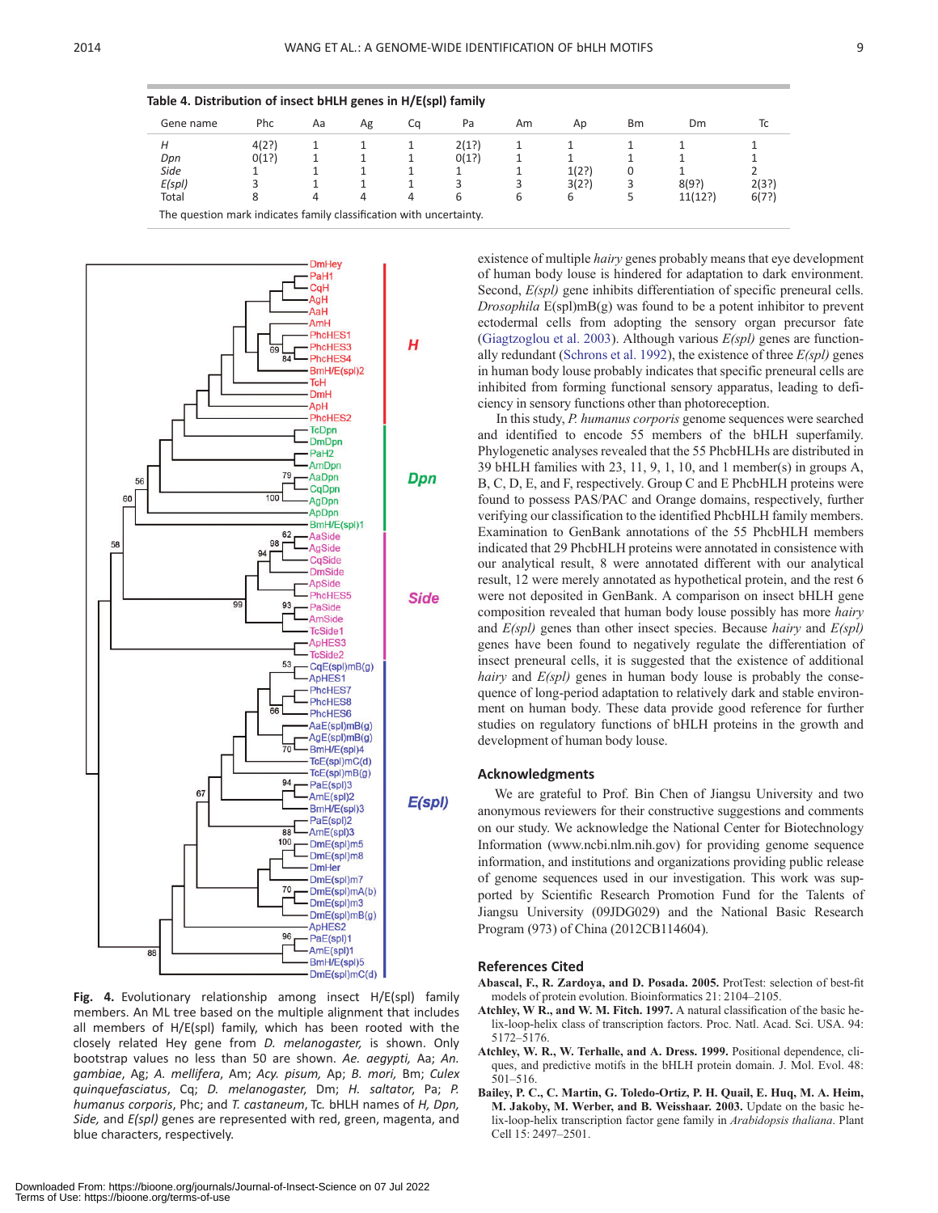**Table 4. Distribution of insect bHLH genes in H/E(spl) family**

| Gene name | Phc | Aa | Ag | Cq | Pa | Am | Ap | Bm | Dm | Tc |
|---|---|---|---|---|---|---|---|---|---|---|
| *H* | 4(2?) | 1 | 1 | 1 | 2(1?) | 1 | 1 | 1 | 1 | 1 |
| *Dpn* | 0(1?) | 1 | 1 | 1 | 0(1?) | 1 | 1 | 1 | 1 | 1 |
| *Side* | 1 | 1 | 1 | 1 | 1 | 1 | 1(2?) | 0 | 1 | 2 |
| *E(spl)* | 3 | 1 | 1 | 1 | 3 | 3 | 3(2?) | 3 | 8(9?) | 2(3?) |
| Total | 8 | 4 | 4 | 4 | 6 | 6 | 6 | 5 | 11(12?) | 6(7?) |

The question mark indicates family classification with uncertainty.

**Fig. 4.** Evolutionary relationship among insect H/E(spl) family members. An ML tree based on the multiple alignment that includes all members of H/E(spl) family, which has been rooted with the closely related Hey gene from *D. melanogaster,* is shown. Only bootstrap values no less than 50 are shown. *Ae. aegypti,* Aa; *An. gambiae*, Ag; *A. mellifera*, Am; *Acy. pisum,* Ap; *B. mori,* Bm; *Culex quinquefasciatus*, Cq; *D. melanogaster*, Dm; *H. saltator*, Pa; *P. humanus corporis*, Phc; and *T. castaneum*, Tc. bHLH names of *H, Dpn, Side,* and *E(spl)* genes are represented with red, green, magenta, and blue characters, respectively.

existence of multiple *hairy* genes probably means that eye development of human body louse is hindered for adaptation to dark environment. Second, *E(spl)* gene inhibits differentiation of specific preneural cells. *Drosophila* E(spl)mB(g) was found to be a potent inhibitor to prevent ectodermal cells from adopting the sensory organ precursor fate (Giagtzoglou et al. 2003). Although various *E(spl)* genes are functionally redundant (Schrons et al. 1992), the existence of three *E(spl)* genes in human body louse probably indicates that specific preneural cells are inhibited from forming functional sensory apparatus, leading to deficiency in sensory functions other than photoreception.

In this study, *P. humanus corporis* genome sequences were searched and identified to encode 55 members of the bHLH superfamily. Phylogenetic analyses revealed that the 55 PhcbHLHs are distributed in 39 bHLH families with 23, 11, 9, 1, 10, and 1 member(s) in groups A, B, C, D, E, and F, respectively. Group C and E PhcbHLH proteins were found to possess PAS/PAC and Orange domains, respectively, further verifying our classification to the identified PhcbHLH family members. Examination to GenBank annotations of the 55 PhcbHLH members indicated that 29 PhcbHLH proteins were annotated in consistence with our analytical result, 8 were annotated different with our analytical result, 12 were merely annotated as hypothetical protein, and the rest 6 were not deposited in GenBank. A comparison on insect bHLH gene composition revealed that human body louse possibly has more *hairy* and *E(spl)* genes than other insect species. Because *hairy* and *E(spl)* genes have been found to negatively regulate the differentiation of insect preneural cells, it is suggested that the existence of additional *hairy* and *E(spl)* genes in human body louse is probably the consequence of long-period adaptation to relatively dark and stable environment on human body. These data provide good reference for further studies on regulatory functions of bHLH proteins in the growth and development of human body louse.

## Acknowledgments

We are grateful to Prof. Bin Chen of Jiangsu University and two anonymous reviewers for their constructive suggestions and comments on our study. We acknowledge the National Center for Biotechnology Information (www.ncbi.nlm.nih.gov) for providing genome sequence information, and institutions and organizations providing public release of genome sequences used in our investigation. This work was supported by Scientific Research Promotion Fund for the Talents of Jiangsu University (09JDG029) and the National Basic Research Program (973) of China (2012CB114604).

## References Cited

**Abascal, F., R. Zardoya, and D. Posada. 2005.** ProtTest: selection of best-fit models of protein evolution. Bioinformatics 21: 2104–2105.

**Atchley, W R., and W. M. Fitch. 1997.** A natural classification of the basic helix-loop-helix class of transcription factors. Proc. Natl. Acad. Sci. USA. 94: 5172–5176.

**Atchley, W. R., W. Terhalle, and A. Dress. 1999.** Positional dependence, cliques, and predictive motifs in the bHLH protein domain. J. Mol. Evol. 48: 501–516.

**Bailey, P. C., C. Martin, G. Toledo-Ortiz, P. H. Quail, E. Huq, M. A. Heim, M. Jakoby, M. Werber, and B. Weisshaar. 2003.** Update on the basic helix-loop-helix transcription factor gene family in *Arabidopsis thaliana*. Plant Cell 15: 2497–2501.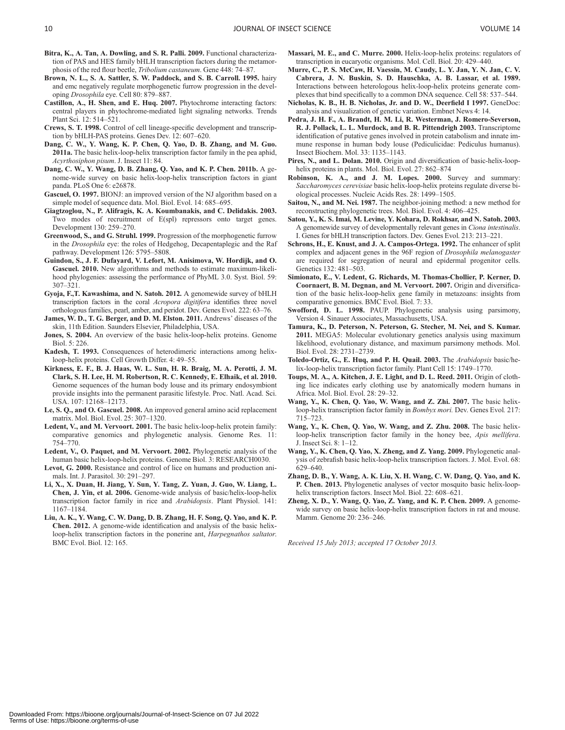**Bitra, K., A. Tan, A. Dowling, and S. R. Palli. 2009.** Functional characterization of PAS and HES family bHLH transcription factors during the metamorphosis of the red flour beetle, *Tribolium castaneum*. Gene 448: 74–87.

**Brown, N. L., S. A. Sattler, S. W. Paddock, and S. B. Carroll. 1995.** hairy and emc negatively regulate morphogenetic furrow progression in the developing *Drosophila* eye. Cell 80: 879–887.

**Castillon, A., H. Shen, and E. Huq. 2007.** Phytochrome interacting factors: central players in phytochrome-mediated light signaling networks. Trends Plant Sci. 12: 514–521.

**Crews, S. T. 1998.** Control of cell lineage-specific development and transcription by bHLH-PAS proteins. Genes Dev. 12: 607–620.

**Dang, C. W., Y. Wang, K. P. Chen, Q. Yao, D. B. Zhang, and M. Guo. 2011a.** The basic helix-loop-helix transcription factor family in the pea aphid, *Acyrthosiphon pisum*. J. Insect 11: 84.

**Dang, C. W., Y. Wang, D. B. Zhang, Q. Yao, and K. P. Chen. 2011b.** A genome-wide survey on basic helix-loop-helix transcription factors in giant panda. PLoS One 6: e26878.

**Gascuel, O. 1997.** BIONJ: an improved version of the NJ algorithm based on a simple model of sequence data. Mol. Biol. Evol. 14: 685–695.

**Giagtzoglou, N., P. Alifragis, K. A. Koumbanakis, and C. Delidakis. 2003.** Two modes of recruitment of E(spl) repressors onto target genes. Development 130: 259–270.

**Greenwood, S., and G. Struhl. 1999.** Progression of the morphogenetic furrow in the *Drosophila* eye: the roles of Hedgehog, Decapentaplegic and the Raf pathway. Development 126: 5795–5808.

**Guindon, S., J. F. Dufayard, V. Lefort, M. Anisimova, W. Hordijk, and O. Gascuel. 2010.** New algorithms and methods to estimate maximum-likelihood phylogenies: assessing the performance of PhyML 3.0. Syst. Biol. 59: 307–321.

**Gyoja, F.,T. Kawashima, and N. Satoh. 2012.** A genomewide survey of bHLH transcription factors in the coral *Acropora digitifera* identifies three novel orthologous families, pearl, amber, and peridot. Dev. Genes Evol. 222: 63–76.

**James, W. D., T. G. Berger, and D. M. Elston. 2011.** Andrews' diseases of the skin, 11th Edition. Saunders Elsevier, Philadelphia, USA.

**Jones, S. 2004.** An overview of the basic helix-loop-helix proteins. Genome Biol. 5: 226.

**Kadesh, T. 1993.** Consequences of heterodimeric interactions among helix-loop-helix proteins. Cell Growth Differ. 4: 49–55.

**Kirkness, E. F., B. J. Haas, W. L. Sun, H. R. Braig, M. A. Perotti, J. M. Clark, S. H. Lee, H. M. Robertson, R. C. Kennedy, E. Elhaik, et al. 2010.** Genome sequences of the human body louse and its primary endosymbiont provide insights into the permanent parasitic lifestyle. Proc. Natl. Acad. Sci. USA. 107: 12168–12173.

**Le, S. Q., and O. Gascuel. 2008.** An improved general amino acid replacement matrix. Mol. Biol. Evol. 25: 307–1320.

**Ledent, V., and M. Vervoort. 2001.** The basic helix-loop-helix protein family: comparative genomics and phylogenetic analysis. Genome Res. 11: 754–770.

**Ledent, V., O. Paquet, and M. Vervoort. 2002.** Phylogenetic analysis of the human basic helix-loop-helix proteins. Genome Biol. 3: RESEARCH0030.

**Levot, G. 2000.** Resistance and control of lice on humans and production animals. Int. J. Parasitol. 30: 291–297.

**Li, X., X. Duan, H. Jiang, Y. Sun, Y. Tang, Z. Yuan, J. Guo, W. Liang, L. Chen, J. Yin, et al. 2006.** Genome-wide analysis of basic/helix-loop-helix transcription factor family in rice and *Arabidopsis*. Plant Physiol. 141: 1167–1184.

**Liu, A. K., Y. Wang, C. W. Dang, D. B. Zhang, H. F. Song, Q. Yao, and K. P. Chen. 2012.** A genome-wide identification and analysis of the basic helix-loop-helix transcription factors in the ponerine ant, *Harpegnathos saltator*. BMC Evol. Biol. 12: 165.

**Massari, M. E., and C. Murre. 2000.** Helix-loop-helix proteins: regulators of transcription in eucaryotic organisms. Mol. Cell. Biol. 20: 429–440.

**Murre, C., P. S. McCaw, H. Vaessin, M. Caudy, L. Y. Jan, Y. N. Jan, C. V. Cabrera, J. N. Buskin, S. D. Hauschka, A. B. Lassar, et al. 1989.** Interactions between heterologous helix-loop-helix proteins generate complexes that bind specifically to a common DNA sequence. Cell 58: 537–544.

**Nicholas, K. B., H. B. Nicholas, Jr. and D. W., Deerfield I 1997.** GeneDoc: analysis and visualization of genetic variation. Embnet News 4: 14.

**Pedra, J. H. F., A. Brandt, H. M. Li, R. Westerman, J. Romero-Severson, R. J. Pollack, L. L. Murdock, and B. R. Pittendrigh 2003.** Transcriptome identification of putative genes involved in protein catabolism and innate immune response in human body louse (Pediculicidae: Pediculus humanus). Insect Biochem. Mol. 33: 1135–1143.

**Pires, N., and L. Dolan. 2010.** Origin and diversification of basic-helix-loop-helix proteins in plants. Mol. Biol. Evol. 27: 862–874

**Robinson, K. A., and J. M. Lopes. 2000.** Survey and summary: *Saccharomyces cerevisiae* basic helix-loop-helix proteins regulate diverse biological processes. Nucleic Acids Res. 28: 1499–1505.

**Saitou, N., and M. Nei. 1987.** The neighbor-joining method: a new method for reconstructing phylogenetic trees. Mol. Biol. Evol. 4: 406–425.

**Satou, Y., K. S. Imai, M. Levine, Y. Kohara, D. Rokhsar, and N. Satoh. 2003.** A genomewide survey of developmentally relevant genes in *Ciona intestinalis*. I. Genes for bHLH transcription factors. Dev. Genes Evol. 213: 213–221.

**Schrons, H., E. Knust, and J. A. Campos-Ortega. 1992.** The enhancer of split complex and adjacent genes in the 96F region of *Drosophila melanogaster* are required for segregation of neural and epidermal progenitor cells. Genetics 132: 481–503.

**Simionato, E., V. Ledent, G. Richards, M. Thomas-Chollier, P. Kerner, D. Coornaert, B. M. Degnan, and M. Vervoort. 2007.** Origin and diversification of the basic helix-loop-helix gene family in metazoans: insights from comparative genomics. BMC Evol. Biol. 7: 33.

**Swofford, D. L. 1998.** PAUP. Phylogenetic analysis using parsimony, Version 4. Sinauer Associates, Massachusetts, USA.

**Tamura, K., D. Peterson, N. Peterson, G. Stecher, M. Nei, and S. Kumar. 2011.** MEGA5: Molecular evolutionary genetics analysis using maximum likelihood, evolutionary distance, and maximum parsimony methods. Mol. Biol. Evol. 28: 2731–2739.

**Toledo-Ortiz, G., E. Huq, and P. H. Quail. 2003.** The *Arabidopsis* basic/helix-loop-helix transcription factor family. Plant Cell 15: 1749–1770.

**Toups, M. A., A. Kitchen, J. E. Light, and D. L. Reed. 2011.** Origin of clothing lice indicates early clothing use by anatomically modern humans in Africa. Mol. Biol. Evol. 28: 29–32.

**Wang, Y., K. Chen, Q. Yao, W. Wang, and Z. Zhi. 2007.** The basic helix-loop-helix transcription factor family in *Bombyx mori.* Dev. Genes Evol. 217: 715–723.

**Wang, Y., K. Chen, Q. Yao, W. Wang, and Z. Zhu. 2008.** The basic helix-loop-helix transcription factor family in the honey bee, *Apis mellifera*. J. Insect Sci. 8: 1–12.

**Wang, Y., K. Chen, Q. Yao, X. Zheng, and Z. Yang. 2009.** Phylogenetic analysis of zebrafish basic helix-loop-helix transcription factors. J. Mol. Evol. 68: 629–640.

**Zhang, D. B., Y. Wang, A. K. Liu, X. H. Wang, C. W. Dang, Q. Yao, and K. P. Chen. 2013.** Phylogenetic analyses of vector mosquito basic helix-loop-helix transcription factors. Insect Mol. Biol. 22: 608–621.

**Zheng, X. D., Y. Wang, Q. Yao, Z. Yang, and K. P. Chen. 2009.** A genomewide survey on basic helix-loop-helix transcription factors in rat and mouse. Mamm. Genome 20: 236–246.

*Received 15 July 2013; accepted 17 October 2013.*